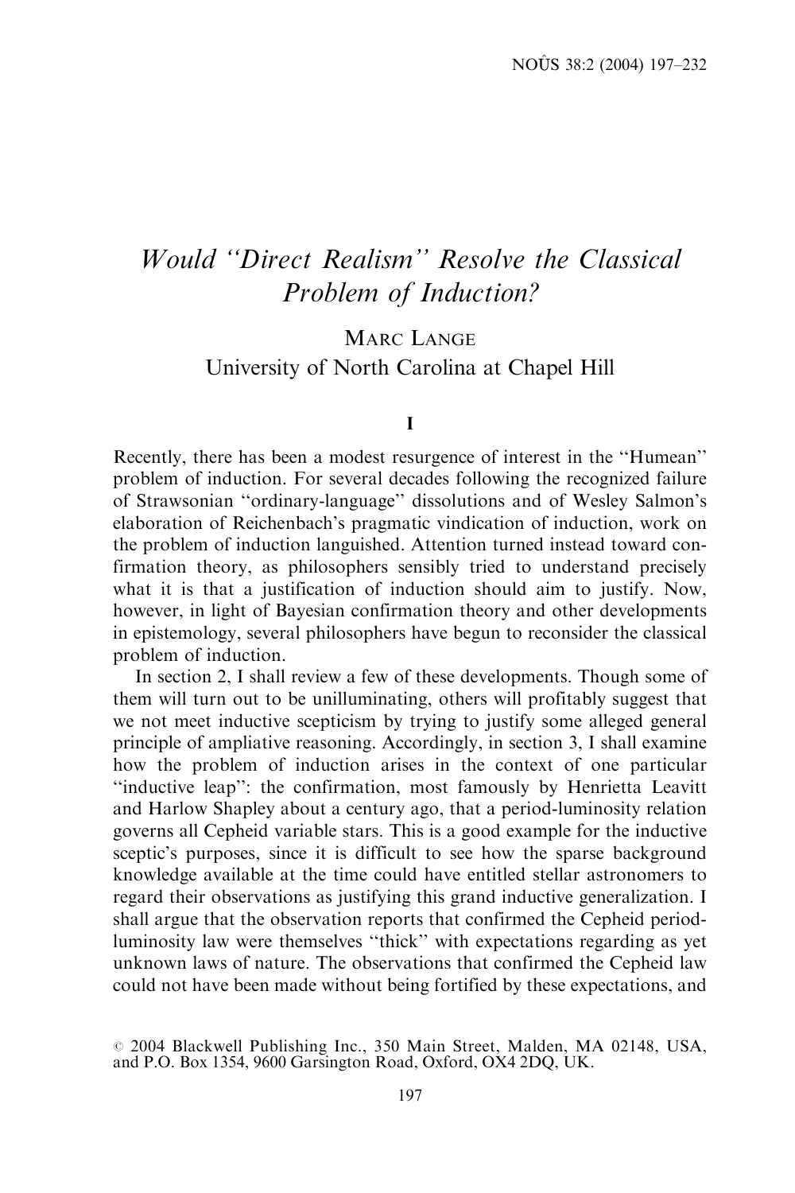# *Would "Direct Realism" Resolve the Classical Problem of Induction?*

MARC LANGE
University of North Carolina at Chapel Hill

## I

Recently, there has been a modest resurgence of interest in the "Humean" problem of induction. For several decades following the recognized failure of Strawsonian "ordinary-language" dissolutions and of Wesley Salmon's elaboration of Reichenbach's pragmatic vindication of induction, work on the problem of induction languished. Attention turned instead toward confirmation theory, as philosophers sensibly tried to understand precisely what it is that a justification of induction should aim to justify. Now, however, in light of Bayesian confirmation theory and other developments in epistemology, several philosophers have begun to reconsider the classical problem of induction.

In section 2, I shall review a few of these developments. Though some of them will turn out to be unilluminating, others will profitably suggest that we not meet inductive scepticism by trying to justify some alleged general principle of ampliative reasoning. Accordingly, in section 3, I shall examine how the problem of induction arises in the context of one particular "inductive leap": the confirmation, most famously by Henrietta Leavitt and Harlow Shapley about a century ago, that a period-luminosity relation governs all Cepheid variable stars. This is a good example for the inductive sceptic's purposes, since it is difficult to see how the sparse background knowledge available at the time could have entitled stellar astronomers to regard their observations as justifying this grand inductive generalization. I shall argue that the observation reports that confirmed the Cepheid period-luminosity law were themselves "thick" with expectations regarding as yet unknown laws of nature. The observations that confirmed the Cepheid law could not have been made without being fortified by these expectations, and

© 2004 Blackwell Publishing Inc., 350 Main Street, Malden, MA 02148, USA, and P.O. Box 1354, 9600 Garsington Road, Oxford, OX4 2DQ, UK.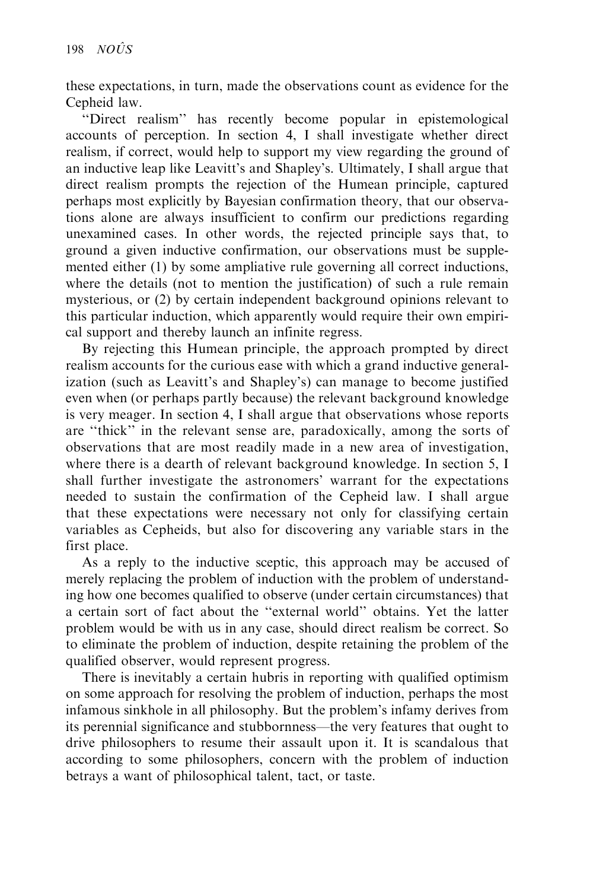these expectations, in turn, made the observations count as evidence for the Cepheid law.

''Direct realism'' has recently become popular in epistemological accounts of perception. In section 4, I shall investigate whether direct realism, if correct, would help to support my view regarding the ground of an inductive leap like Leavitt's and Shapley's. Ultimately, I shall argue that direct realism prompts the rejection of the Humean principle, captured perhaps most explicitly by Bayesian confirmation theory, that our observations alone are always insufficient to confirm our predictions regarding unexamined cases. In other words, the rejected principle says that, to ground a given inductive confirmation, our observations must be supplemented either (1) by some ampliative rule governing all correct inductions, where the details (not to mention the justification) of such a rule remain mysterious, or (2) by certain independent background opinions relevant to this particular induction, which apparently would require their own empirical support and thereby launch an infinite regress.

By rejecting this Humean principle, the approach prompted by direct realism accounts for the curious ease with which a grand inductive generalization (such as Leavitt's and Shapley's) can manage to become justified even when (or perhaps partly because) the relevant background knowledge is very meager. In section 4, I shall argue that observations whose reports are ''thick'' in the relevant sense are, paradoxically, among the sorts of observations that are most readily made in a new area of investigation, where there is a dearth of relevant background knowledge. In section 5, I shall further investigate the astronomers' warrant for the expectations needed to sustain the confirmation of the Cepheid law. I shall argue that these expectations were necessary not only for classifying certain variables as Cepheids, but also for discovering any variable stars in the first place.

As a reply to the inductive sceptic, this approach may be accused of merely replacing the problem of induction with the problem of understanding how one becomes qualified to observe (under certain circumstances) that a certain sort of fact about the ''external world'' obtains. Yet the latter problem would be with us in any case, should direct realism be correct. So to eliminate the problem of induction, despite retaining the problem of the qualified observer, would represent progress.

There is inevitably a certain hubris in reporting with qualified optimism on some approach for resolving the problem of induction, perhaps the most infamous sinkhole in all philosophy. But the problem's infamy derives from its perennial significance and stubbornness—the very features that ought to drive philosophers to resume their assault upon it. It is scandalous that according to some philosophers, concern with the problem of induction betrays a want of philosophical talent, tact, or taste.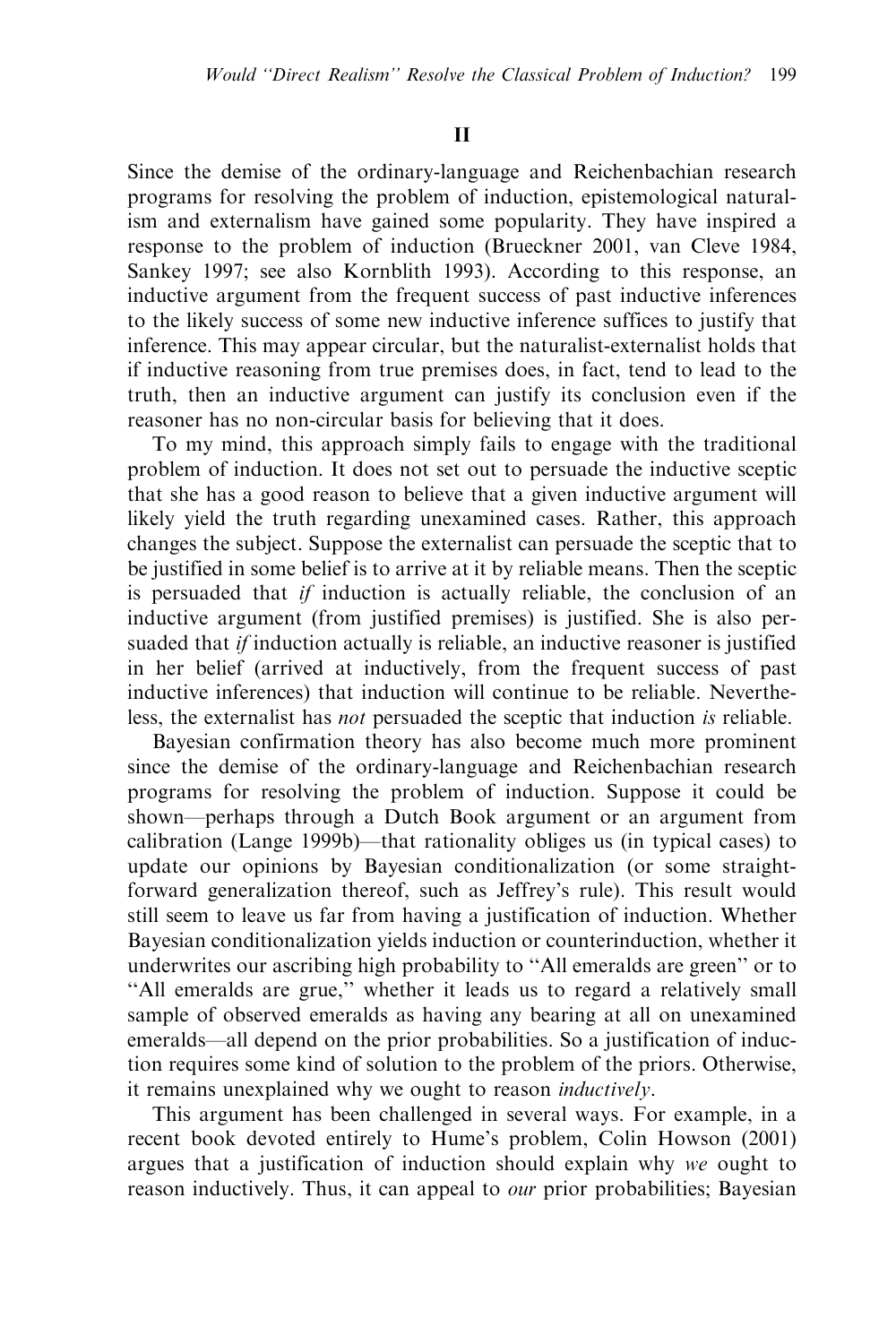## II

Since the demise of the ordinary-language and Reichenbachian research programs for resolving the problem of induction, epistemological naturalism and externalism have gained some popularity. They have inspired a response to the problem of induction (Brueckner 2001, van Cleve 1984, Sankey 1997; see also Kornblith 1993). According to this response, an inductive argument from the frequent success of past inductive inferences to the likely success of some new inductive inference suffices to justify that inference. This may appear circular, but the naturalist-externalist holds that if inductive reasoning from true premises does, in fact, tend to lead to the truth, then an inductive argument can justify its conclusion even if the reasoner has no non-circular basis for believing that it does.

To my mind, this approach simply fails to engage with the traditional problem of induction. It does not set out to persuade the inductive sceptic that she has a good reason to believe that a given inductive argument will likely yield the truth regarding unexamined cases. Rather, this approach changes the subject. Suppose the externalist can persuade the sceptic that to be justified in some belief is to arrive at it by reliable means. Then the sceptic is persuaded that *if* induction is actually reliable, the conclusion of an inductive argument (from justified premises) is justified. She is also persuaded that *if* induction actually is reliable, an inductive reasoner is justified in her belief (arrived at inductively, from the frequent success of past inductive inferences) that induction will continue to be reliable. Nevertheless, the externalist has *not* persuaded the sceptic that induction *is* reliable.

Bayesian confirmation theory has also become much more prominent since the demise of the ordinary-language and Reichenbachian research programs for resolving the problem of induction. Suppose it could be shown—perhaps through a Dutch Book argument or an argument from calibration (Lange 1999b)—that rationality obliges us (in typical cases) to update our opinions by Bayesian conditionalization (or some straightforward generalization thereof, such as Jeffrey's rule). This result would still seem to leave us far from having a justification of induction. Whether Bayesian conditionalization yields induction or counterinduction, whether it underwrites our ascribing high probability to "All emeralds are green" or to "All emeralds are grue," whether it leads us to regard a relatively small sample of observed emeralds as having any bearing at all on unexamined emeralds—all depend on the prior probabilities. So a justification of induction requires some kind of solution to the problem of the priors. Otherwise, it remains unexplained why we ought to reason *inductively*.

This argument has been challenged in several ways. For example, in a recent book devoted entirely to Hume's problem, Colin Howson (2001) argues that a justification of induction should explain why *we* ought to reason inductively. Thus, it can appeal to *our* prior probabilities; Bayesian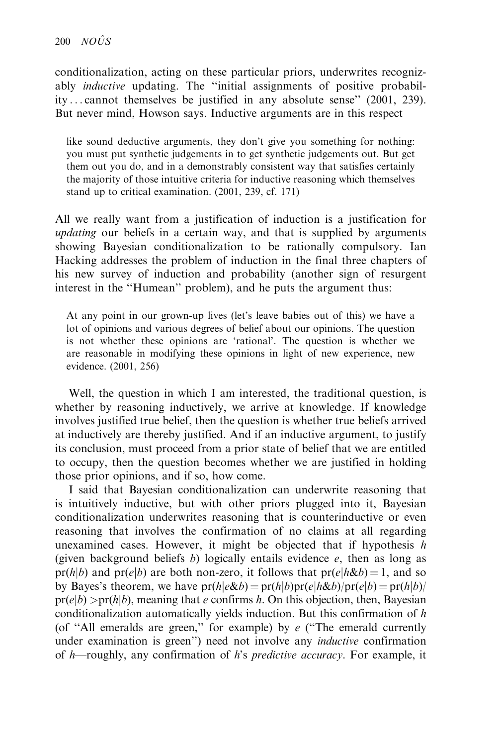conditionalization, acting on these particular priors, underwrites recognizably *inductive* updating. The "initial assignments of positive probability ... cannot themselves be justified in any absolute sense" (2001, 239). But never mind, Howson says. Inductive arguments are in this respect

> like sound deductive arguments, they don't give you something for nothing: you must put synthetic judgements in to get synthetic judgements out. But get them out you do, and in a demonstrably consistent way that satisfies certainly the majority of those intuitive criteria for inductive reasoning which themselves stand up to critical examination. (2001, 239, cf. 171)

All we really want from a justification of induction is a justification for *updating* our beliefs in a certain way, and that is supplied by arguments showing Bayesian conditionalization to be rationally compulsory. Ian Hacking addresses the problem of induction in the final three chapters of his new survey of induction and probability (another sign of resurgent interest in the "Humean" problem), and he puts the argument thus:

> At any point in our grown-up lives (let's leave babies out of this) we have a lot of opinions and various degrees of belief about our opinions. The question is not whether these opinions are 'rational'. The question is whether we are reasonable in modifying these opinions in light of new experience, new evidence. (2001, 256)

Well, the question in which I am interested, the traditional question, is whether by reasoning inductively, we arrive at knowledge. If knowledge involves justified true belief, then the question is whether true beliefs arrived at inductively are thereby justified. And if an inductive argument, to justify its conclusion, must proceed from a prior state of belief that we are entitled to occupy, then the question becomes whether we are justified in holding those prior opinions, and if so, how come.

I said that Bayesian conditionalization can underwrite reasoning that is intuitively inductive, but with other priors plugged into it, Bayesian conditionalization underwrites reasoning that is counterinductive or even reasoning that involves the confirmation of no claims at all regarding unexamined cases. However, it might be objected that if hypothesis $h$ (given background beliefs $b$) logically entails evidence $e$, then as long as $\mathrm{pr}(h|b)$ and $\mathrm{pr}(e|b)$ are both non-zero, it follows that $\mathrm{pr}(e|h\&b) = 1$, and so by Bayes's theorem, we have $\mathrm{pr}(h|e\&b) = \mathrm{pr}(h|b)\mathrm{pr}(e|h\&b)/\mathrm{pr}(e|b) = \mathrm{pr}(h|b)/\mathrm{pr}(e|b) > \mathrm{pr}(h|b)$, meaning that $e$ confirms $h$. On this objection, then, Bayesian conditionalization automatically yields induction. But this confirmation of $h$ (of "All emeralds are green," for example) by $e$ ("The emerald currently under examination is green") need not involve any *inductive* confirmation of $h$—roughly, any confirmation of $h$'s *predictive accuracy*. For example, it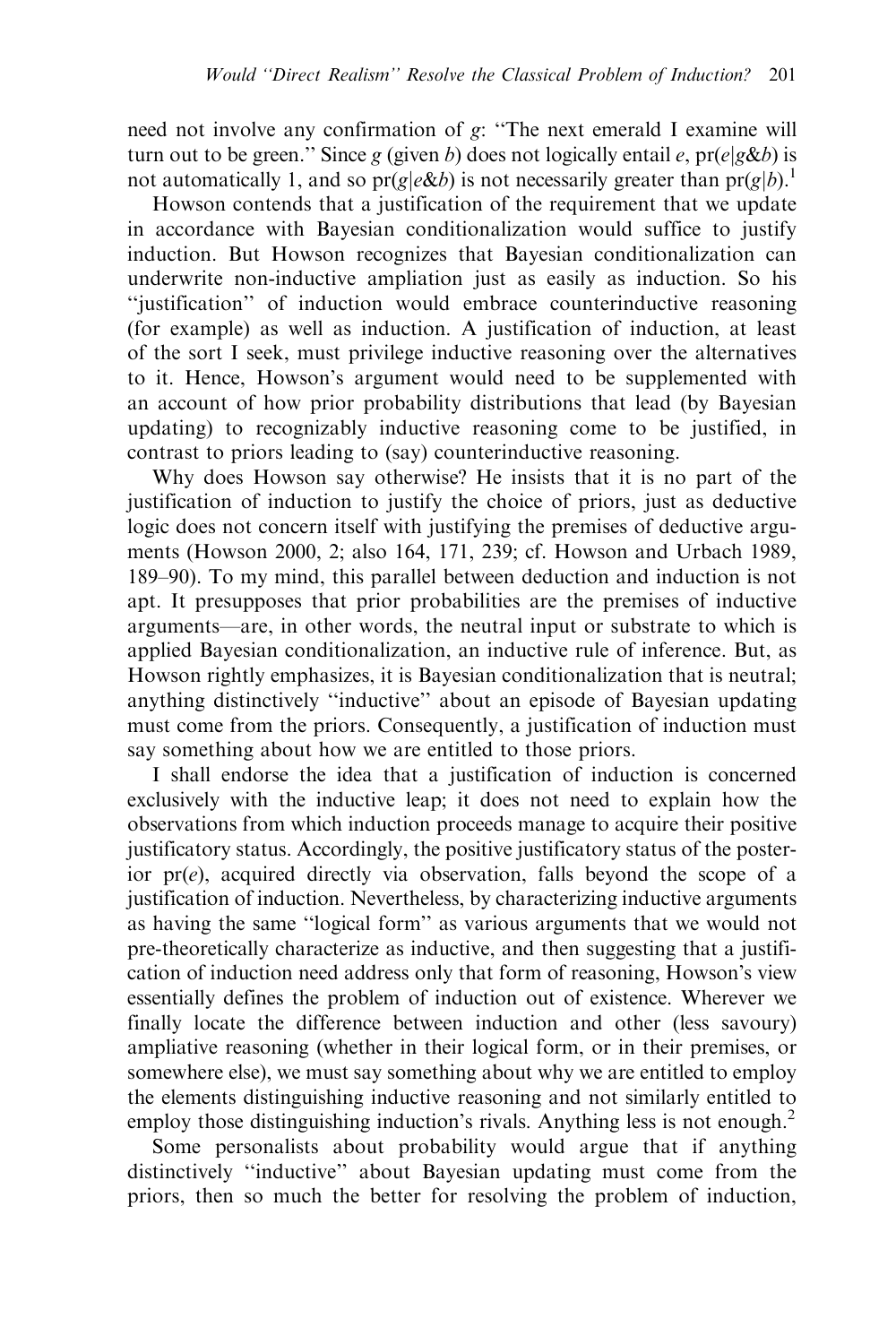need not involve any confirmation of $g$: "The next emerald I examine will turn out to be green." Since $g$ (given $b$) does not logically entail $e$, $pr(e|g\&b)$ is not automatically 1, and so $pr(g|e\&b)$ is not necessarily greater than $pr(g|b)$.[1]

Howson contends that a justification of the requirement that we update in accordance with Bayesian conditionalization would suffice to justify induction. But Howson recognizes that Bayesian conditionalization can underwrite non-inductive ampliation just as easily as induction. So his "justification" of induction would embrace counterinductive reasoning (for example) as well as induction. A justification of induction, at least of the sort I seek, must privilege inductive reasoning over the alternatives to it. Hence, Howson's argument would need to be supplemented with an account of how prior probability distributions that lead (by Bayesian updating) to recognizably inductive reasoning come to be justified, in contrast to priors leading to (say) counterinductive reasoning.

Why does Howson say otherwise? He insists that it is no part of the justification of induction to justify the choice of priors, just as deductive logic does not concern itself with justifying the premises of deductive arguments (Howson 2000, 2; also 164, 171, 239; cf. Howson and Urbach 1989, 189–90). To my mind, this parallel between deduction and induction is not apt. It presupposes that prior probabilities are the premises of inductive arguments—are, in other words, the neutral input or substrate to which is applied Bayesian conditionalization, an inductive rule of inference. But, as Howson rightly emphasizes, it is Bayesian conditionalization that is neutral; anything distinctively "inductive" about an episode of Bayesian updating must come from the priors. Consequently, a justification of induction must say something about how we are entitled to those priors.

I shall endorse the idea that a justification of induction is concerned exclusively with the inductive leap; it does not need to explain how the observations from which induction proceeds manage to acquire their positive justificatory status. Accordingly, the positive justificatory status of the posterior $pr(e)$, acquired directly via observation, falls beyond the scope of a justification of induction. Nevertheless, by characterizing inductive arguments as having the same "logical form" as various arguments that we would not pre-theoretically characterize as inductive, and then suggesting that a justification of induction need address only that form of reasoning, Howson's view essentially defines the problem of induction out of existence. Wherever we finally locate the difference between induction and other (less savoury) ampliative reasoning (whether in their logical form, or in their premises, or somewhere else), we must say something about why we are entitled to employ the elements distinguishing inductive reasoning and not similarly entitled to employ those distinguishing induction's rivals. Anything less is not enough.[2]

Some personalists about probability would argue that if anything distinctively "inductive" about Bayesian updating must come from the priors, then so much the better for resolving the problem of induction,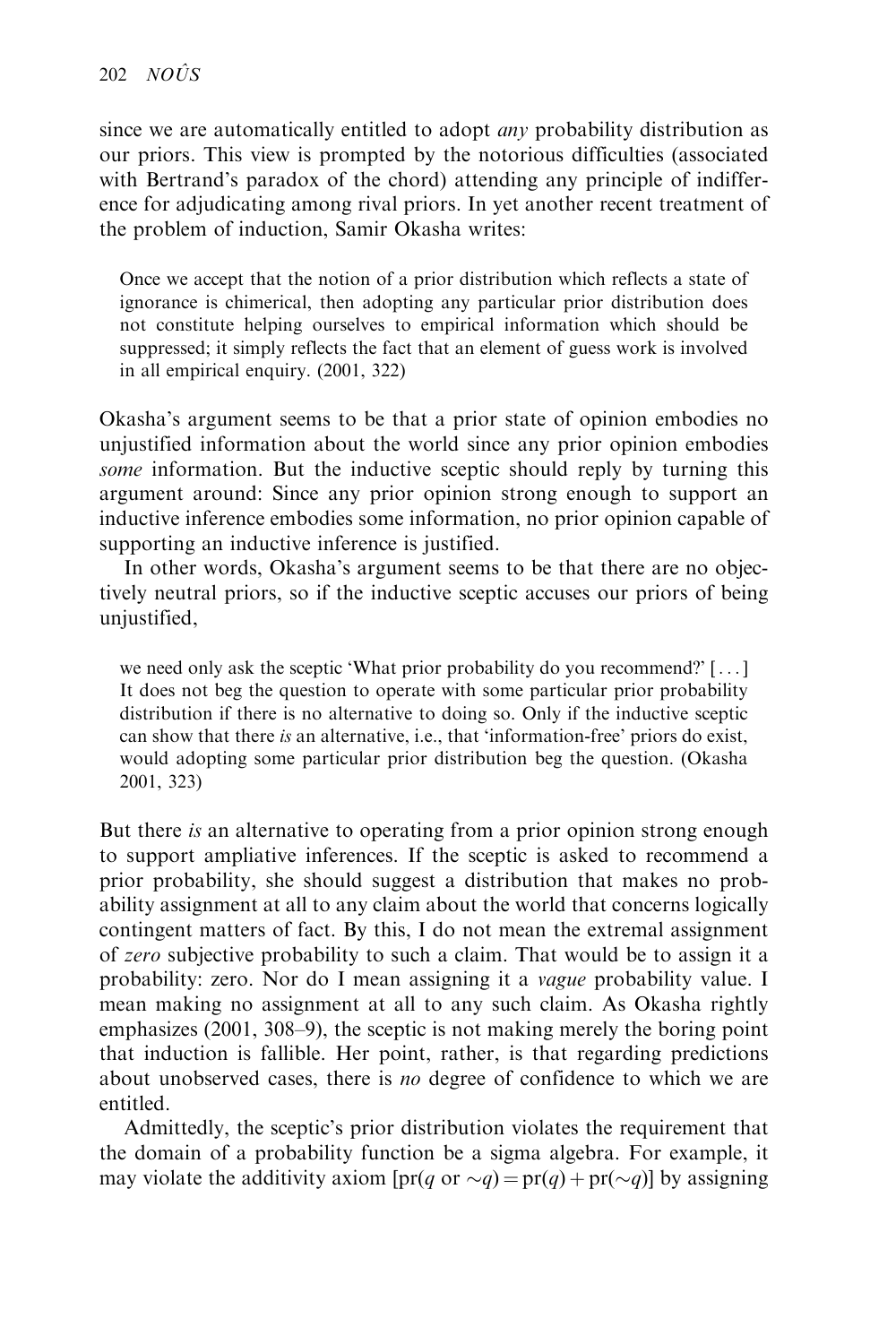since we are automatically entitled to adopt *any* probability distribution as our priors. This view is prompted by the notorious difficulties (associated with Bertrand's paradox of the chord) attending any principle of indifference for adjudicating among rival priors. In yet another recent treatment of the problem of induction, Samir Okasha writes:

> Once we accept that the notion of a prior distribution which reflects a state of ignorance is chimerical, then adopting any particular prior distribution does not constitute helping ourselves to empirical information which should be suppressed; it simply reflects the fact that an element of guess work is involved in all empirical enquiry. (2001, 322)

Okasha's argument seems to be that a prior state of opinion embodies no unjustified information about the world since any prior opinion embodies *some* information. But the inductive sceptic should reply by turning this argument around: Since any prior opinion strong enough to support an inductive inference embodies some information, no prior opinion capable of supporting an inductive inference is justified.

In other words, Okasha's argument seems to be that there are no objectively neutral priors, so if the inductive sceptic accuses our priors of being unjustified,

> we need only ask the sceptic 'What prior probability do you recommend?' [...] It does not beg the question to operate with some particular prior probability distribution if there is no alternative to doing so. Only if the inductive sceptic can show that there *is* an alternative, i.e., that 'information-free' priors do exist, would adopting some particular prior distribution beg the question. (Okasha 2001, 323)

But there *is* an alternative to operating from a prior opinion strong enough to support ampliative inferences. If the sceptic is asked to recommend a prior probability, she should suggest a distribution that makes no probability assignment at all to any claim about the world that concerns logically contingent matters of fact. By this, I do not mean the extremal assignment of *zero* subjective probability to such a claim. That would be to assign it a probability: zero. Nor do I mean assigning it a *vague* probability value. I mean making no assignment at all to any such claim. As Okasha rightly emphasizes (2001, 308–9), the sceptic is not making merely the boring point that induction is fallible. Her point, rather, is that regarding predictions about unobserved cases, there is *no* degree of confidence to which we are entitled.

Admittedly, the sceptic's prior distribution violates the requirement that the domain of a probability function be a sigma algebra. For example, it may violate the additivity axiom [$\text{pr}(q \text{ or } {\sim}q) = \text{pr}(q) + \text{pr}({\sim}q)$] by assigning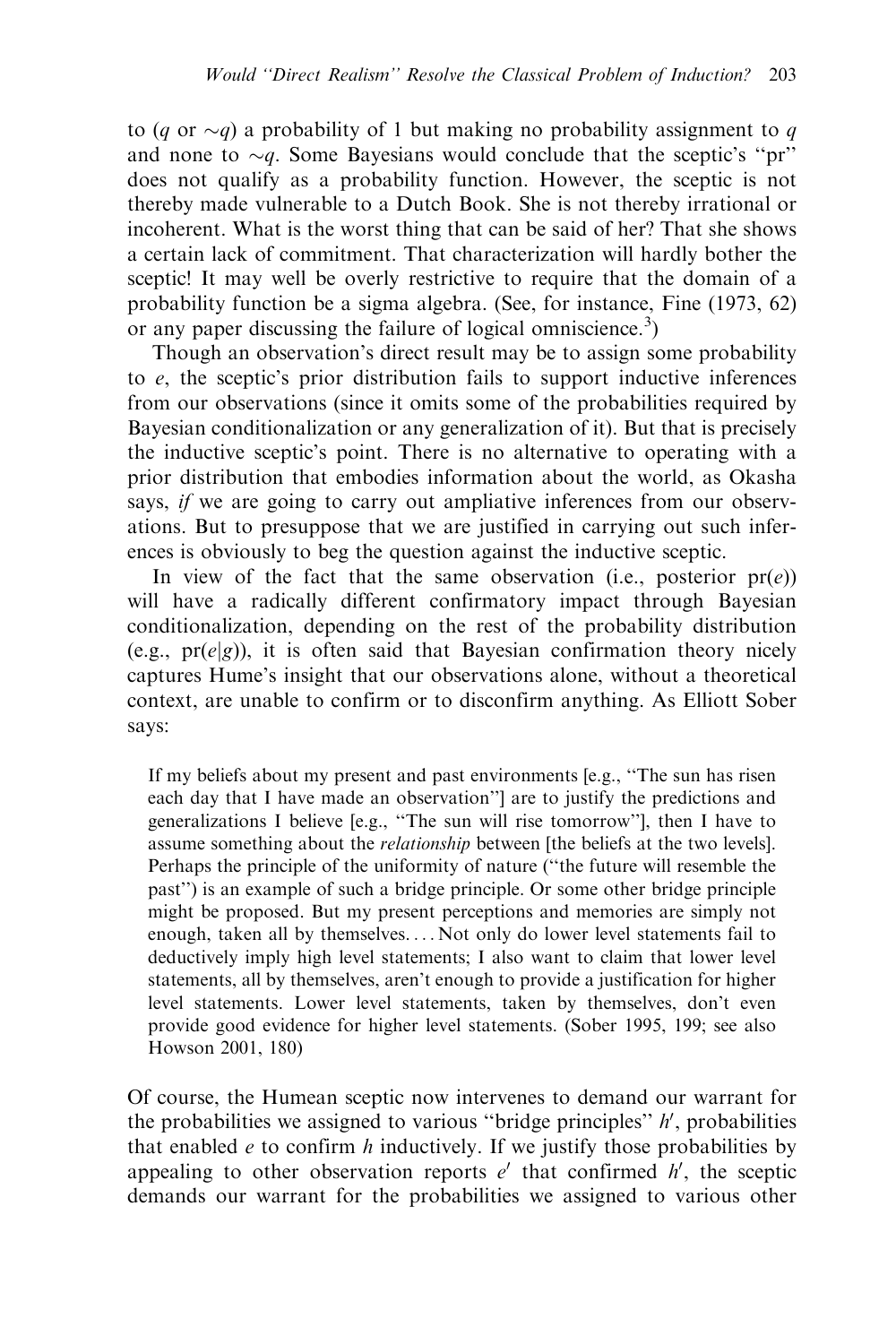to ($q$ or $\sim q$) a probability of 1 but making no probability assignment to $q$ and none to $\sim q$. Some Bayesians would conclude that the sceptic's "pr" does not qualify as a probability function. However, the sceptic is not thereby made vulnerable to a Dutch Book. She is not thereby irrational or incoherent. What is the worst thing that can be said of her? That she shows a certain lack of commitment. That characterization will hardly bother the sceptic! It may well be overly restrictive to require that the domain of a probability function be a sigma algebra. (See, for instance, Fine (1973, 62) or any paper discussing the failure of logical omniscience.[3])

Though an observation's direct result may be to assign some probability to $e$, the sceptic's prior distribution fails to support inductive inferences from our observations (since it omits some of the probabilities required by Bayesian conditionalization or any generalization of it). But that is precisely the inductive sceptic's point. There is no alternative to operating with a prior distribution that embodies information about the world, as Okasha says, *if* we are going to carry out ampliative inferences from our observations. But to presuppose that we are justified in carrying out such inferences is obviously to beg the question against the inductive sceptic.

In view of the fact that the same observation (i.e., posterior $\text{pr}(e)$) will have a radically different confirmatory impact through Bayesian conditionalization, depending on the rest of the probability distribution (e.g., $\text{pr}(e|g)$), it is often said that Bayesian confirmation theory nicely captures Hume's insight that our observations alone, without a theoretical context, are unable to confirm or to disconfirm anything. As Elliott Sober says:

> If my beliefs about my present and past environments [e.g., "The sun has risen each day that I have made an observation"] are to justify the predictions and generalizations I believe [e.g., "The sun will rise tomorrow"], then I have to assume something about the *relationship* between [the beliefs at the two levels]. Perhaps the principle of the uniformity of nature ("the future will resemble the past") is an example of such a bridge principle. Or some other bridge principle might be proposed. But my present perceptions and memories are simply not enough, taken all by themselves. ... Not only do lower level statements fail to deductively imply high level statements; I also want to claim that lower level statements, all by themselves, aren't enough to provide a justification for higher level statements. Lower level statements, taken by themselves, don't even provide good evidence for higher level statements. (Sober 1995, 199; see also Howson 2001, 180)

Of course, the Humean sceptic now intervenes to demand our warrant for the probabilities we assigned to various "bridge principles" $h'$, probabilities that enabled $e$ to confirm $h$ inductively. If we justify those probabilities by appealing to other observation reports $e'$ that confirmed $h'$, the sceptic demands our warrant for the probabilities we assigned to various other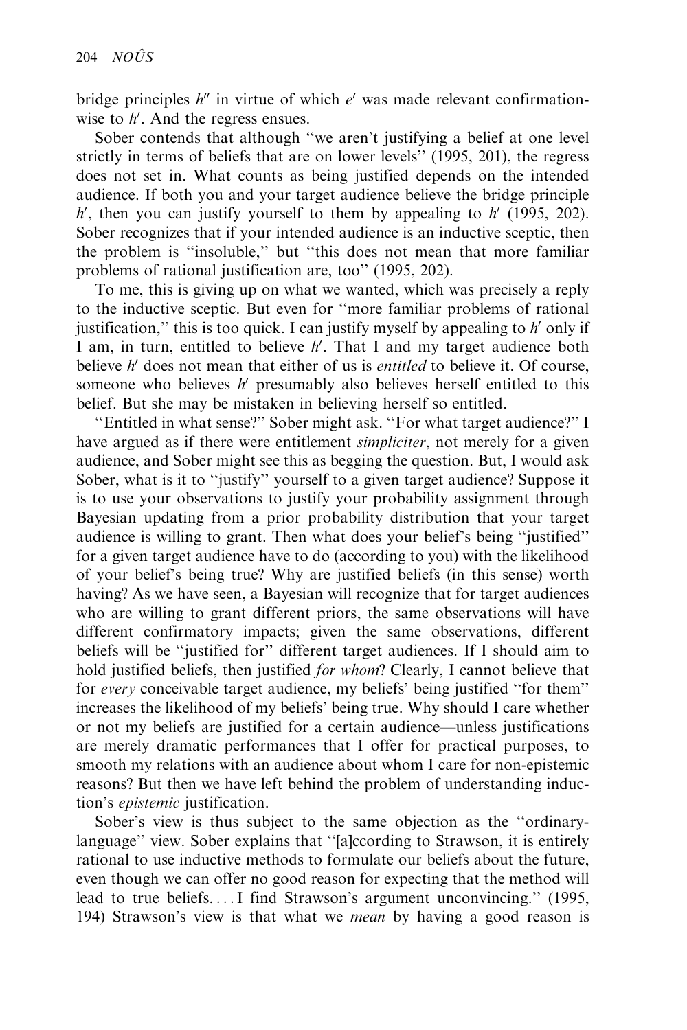bridge principles $h''$ in virtue of which $e'$ was made relevant confirmation-wise to $h'$. And the regress ensues.

Sober contends that although "we aren't justifying a belief at one level strictly in terms of beliefs that are on lower levels" (1995, 201), the regress does not set in. What counts as being justified depends on the intended audience. If both you and your target audience believe the bridge principle $h'$, then you can justify yourself to them by appealing to $h'$ (1995, 202). Sober recognizes that if your intended audience is an inductive sceptic, then the problem is "insoluble," but "this does not mean that more familiar problems of rational justification are, too" (1995, 202).

To me, this is giving up on what we wanted, which was precisely a reply to the inductive sceptic. But even for "more familiar problems of rational justification," this is too quick. I can justify myself by appealing to $h'$ only if I am, in turn, entitled to believe $h'$. That I and my target audience both believe $h'$ does not mean that either of us is *entitled* to believe it. Of course, someone who believes $h'$ presumably also believes herself entitled to this belief. But she may be mistaken in believing herself so entitled.

"Entitled in what sense?" Sober might ask. "For what target audience?" I have argued as if there were entitlement *simpliciter*, not merely for a given audience, and Sober might see this as begging the question. But, I would ask Sober, what is it to "justify" yourself to a given target audience? Suppose it is to use your observations to justify your probability assignment through Bayesian updating from a prior probability distribution that your target audience is willing to grant. Then what does your belief's being "justified" for a given target audience have to do (according to you) with the likelihood of your belief's being true? Why are justified beliefs (in this sense) worth having? As we have seen, a Bayesian will recognize that for target audiences who are willing to grant different priors, the same observations will have different confirmatory impacts; given the same observations, different beliefs will be "justified for" different target audiences. If I should aim to hold justified beliefs, then justified *for whom*? Clearly, I cannot believe that for *every* conceivable target audience, my beliefs' being justified "for them" increases the likelihood of my beliefs' being true. Why should I care whether or not my beliefs are justified for a certain audience—unless justifications are merely dramatic performances that I offer for practical purposes, to smooth my relations with an audience about whom I care for non-epistemic reasons? But then we have left behind the problem of understanding induction's *epistemic* justification.

Sober's view is thus subject to the same objection as the "ordinary-language" view. Sober explains that "[a]ccording to Strawson, it is entirely rational to use inductive methods to formulate our beliefs about the future, even though we can offer no good reason for expecting that the method will lead to true beliefs.... I find Strawson's argument unconvincing." (1995, 194) Strawson's view is that what we *mean* by having a good reason is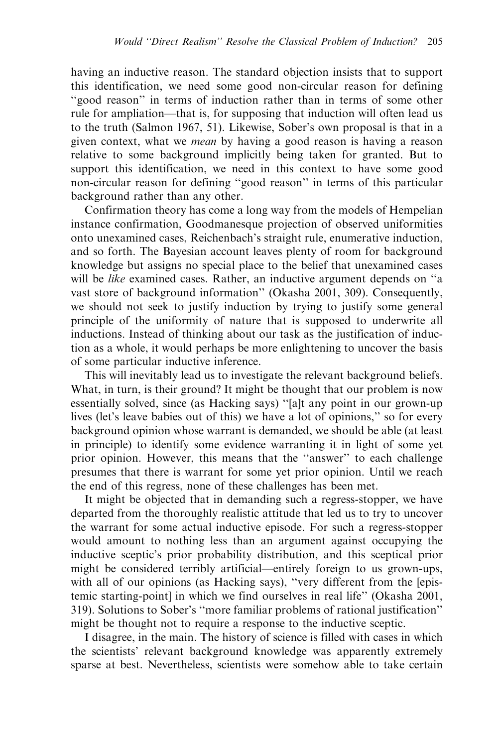having an inductive reason. The standard objection insists that to support this identification, we need some good non-circular reason for defining "good reason" in terms of induction rather than in terms of some other rule for ampliation—that is, for supposing that induction will often lead us to the truth (Salmon 1967, 51). Likewise, Sober's own proposal is that in a given context, what we *mean* by having a good reason is having a reason relative to some background implicitly being taken for granted. But to support this identification, we need in this context to have some good non-circular reason for defining "good reason" in terms of this particular background rather than any other.

Confirmation theory has come a long way from the models of Hempelian instance confirmation, Goodmanesque projection of observed uniformities onto unexamined cases, Reichenbach's straight rule, enumerative induction, and so forth. The Bayesian account leaves plenty of room for background knowledge but assigns no special place to the belief that unexamined cases will be *like* examined cases. Rather, an inductive argument depends on "a vast store of background information" (Okasha 2001, 309). Consequently, we should not seek to justify induction by trying to justify some general principle of the uniformity of nature that is supposed to underwrite all inductions. Instead of thinking about our task as the justification of induction as a whole, it would perhaps be more enlightening to uncover the basis of some particular inductive inference.

This will inevitably lead us to investigate the relevant background beliefs. What, in turn, is their ground? It might be thought that our problem is now essentially solved, since (as Hacking says) "[a]t any point in our grown-up lives (let's leave babies out of this) we have a lot of opinions," so for every background opinion whose warrant is demanded, we should be able (at least in principle) to identify some evidence warranting it in light of some yet prior opinion. However, this means that the "answer" to each challenge presumes that there is warrant for some yet prior opinion. Until we reach the end of this regress, none of these challenges has been met.

It might be objected that in demanding such a regress-stopper, we have departed from the thoroughly realistic attitude that led us to try to uncover the warrant for some actual inductive episode. For such a regress-stopper would amount to nothing less than an argument against occupying the inductive sceptic's prior probability distribution, and this sceptical prior might be considered terribly artificial—entirely foreign to us grown-ups, with all of our opinions (as Hacking says), "very different from the [epistemic starting-point] in which we find ourselves in real life" (Okasha 2001, 319). Solutions to Sober's "more familiar problems of rational justification" might be thought not to require a response to the inductive sceptic.

I disagree, in the main. The history of science is filled with cases in which the scientists' relevant background knowledge was apparently extremely sparse at best. Nevertheless, scientists were somehow able to take certain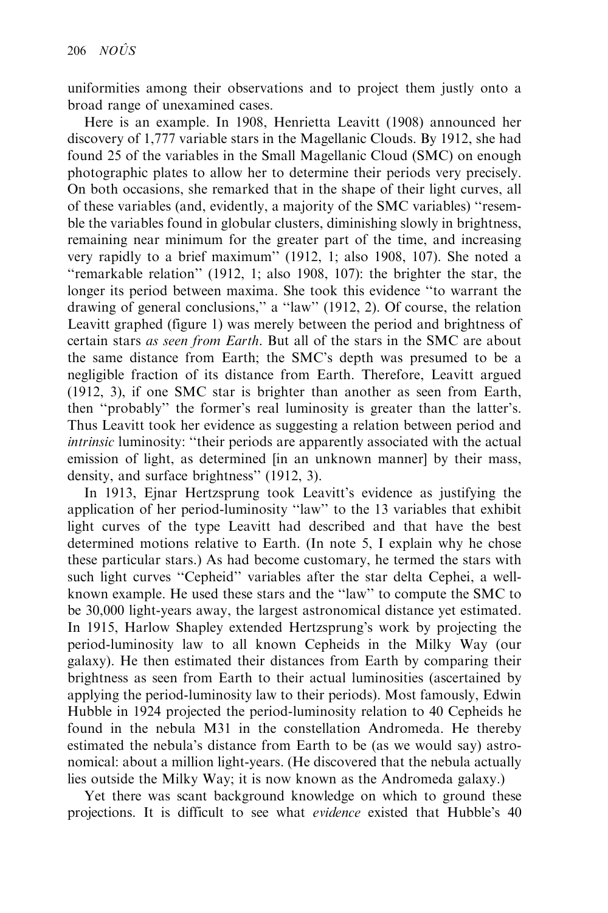uniformities among their observations and to project them justly onto a broad range of unexamined cases.

Here is an example. In 1908, Henrietta Leavitt (1908) announced her discovery of 1,777 variable stars in the Magellanic Clouds. By 1912, she had found 25 of the variables in the Small Magellanic Cloud (SMC) on enough photographic plates to allow her to determine their periods very precisely. On both occasions, she remarked that in the shape of their light curves, all of these variables (and, evidently, a majority of the SMC variables) ''resemble the variables found in globular clusters, diminishing slowly in brightness, remaining near minimum for the greater part of the time, and increasing very rapidly to a brief maximum'' (1912, 1; also 1908, 107). She noted a ''remarkable relation'' (1912, 1; also 1908, 107): the brighter the star, the longer its period between maxima. She took this evidence ''to warrant the drawing of general conclusions,'' a ''law'' (1912, 2). Of course, the relation Leavitt graphed (figure 1) was merely between the period and brightness of certain stars *as seen from Earth*. But all of the stars in the SMC are about the same distance from Earth; the SMC's depth was presumed to be a negligible fraction of its distance from Earth. Therefore, Leavitt argued (1912, 3), if one SMC star is brighter than another as seen from Earth, then ''probably'' the former's real luminosity is greater than the latter's. Thus Leavitt took her evidence as suggesting a relation between period and *intrinsic* luminosity: ''their periods are apparently associated with the actual emission of light, as determined [in an unknown manner] by their mass, density, and surface brightness'' (1912, 3).

In 1913, Ejnar Hertzsprung took Leavitt's evidence as justifying the application of her period-luminosity ''law'' to the 13 variables that exhibit light curves of the type Leavitt had described and that have the best determined motions relative to Earth. (In note 5, I explain why he chose these particular stars.) As had become customary, he termed the stars with such light curves ''Cepheid'' variables after the star delta Cephei, a well-known example. He used these stars and the ''law'' to compute the SMC to be 30,000 light-years away, the largest astronomical distance yet estimated. In 1915, Harlow Shapley extended Hertzsprung's work by projecting the period-luminosity law to all known Cepheids in the Milky Way (our galaxy). He then estimated their distances from Earth by comparing their brightness as seen from Earth to their actual luminosities (ascertained by applying the period-luminosity law to their periods). Most famously, Edwin Hubble in 1924 projected the period-luminosity relation to 40 Cepheids he found in the nebula M31 in the constellation Andromeda. He thereby estimated the nebula's distance from Earth to be (as we would say) astronomical: about a million light-years. (He discovered that the nebula actually lies outside the Milky Way; it is now known as the Andromeda galaxy.)

Yet there was scant background knowledge on which to ground these projections. It is difficult to see what *evidence* existed that Hubble's 40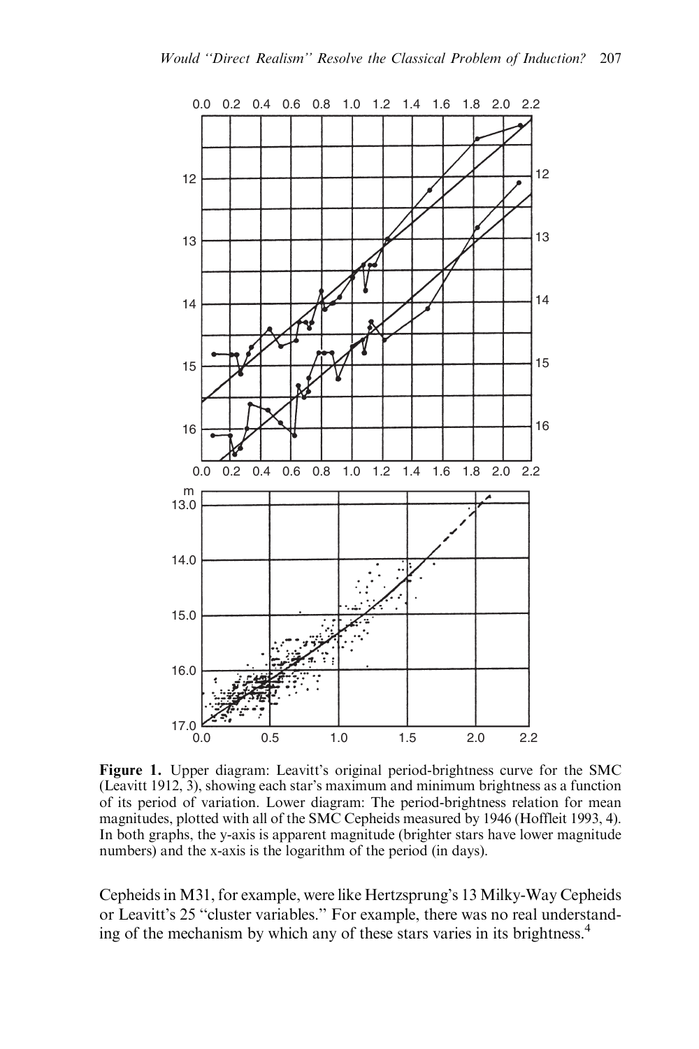**Figure 1.** Upper diagram: Leavitt's original period-brightness curve for the SMC (Leavitt 1912, 3), showing each star's maximum and minimum brightness as a function of its period of variation. Lower diagram: The period-brightness relation for mean magnitudes, plotted with all of the SMC Cepheids measured by 1946 (Hoffleit 1993, 4). In both graphs, the y-axis is apparent magnitude (brighter stars have lower magnitude numbers) and the x-axis is the logarithm of the period (in days).

Cepheids in M31, for example, were like Hertzsprung's 13 Milky-Way Cepheids or Leavitt's 25 "cluster variables." For example, there was no real understanding of the mechanism by which any of these stars varies in its brightness.[4]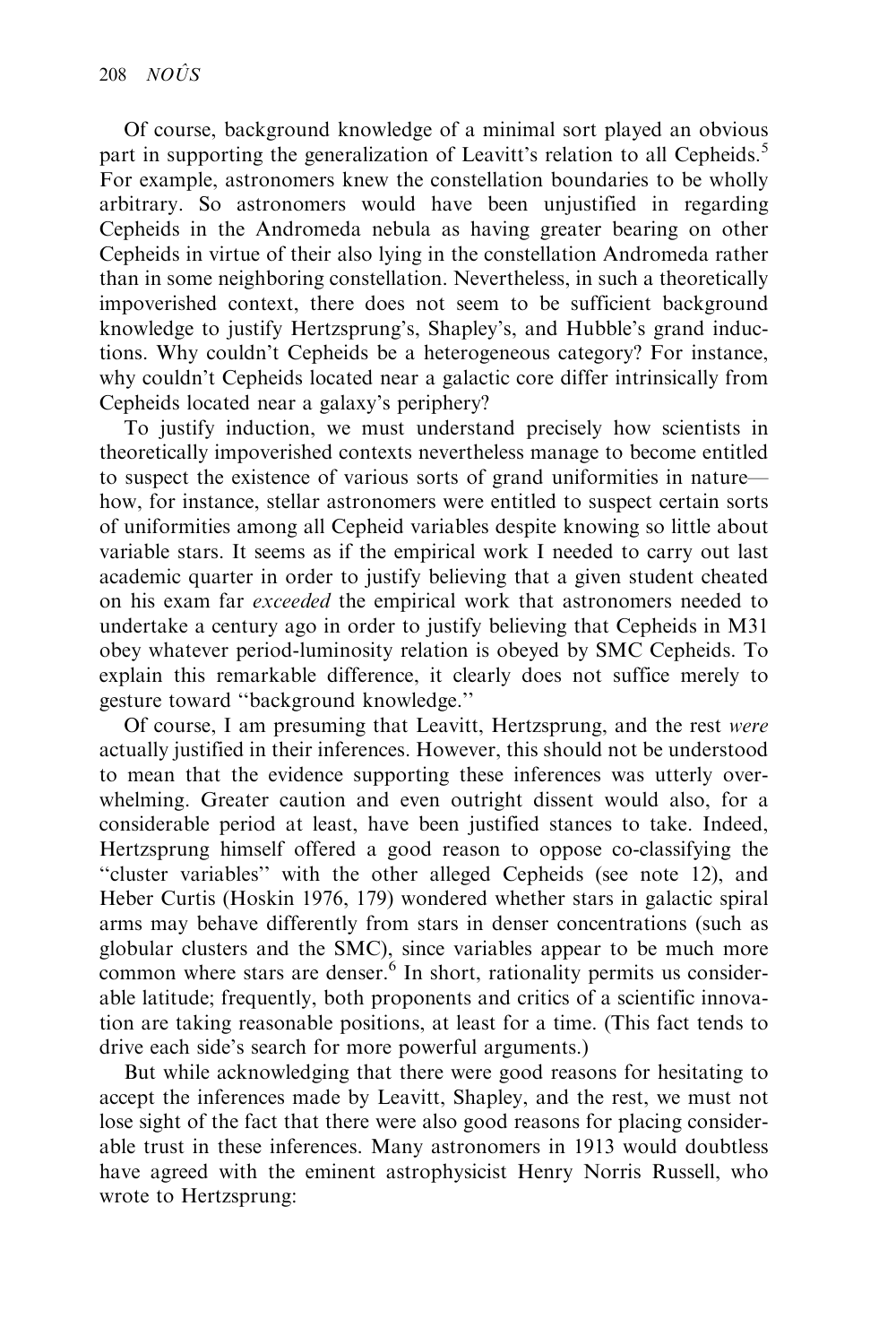Of course, background knowledge of a minimal sort played an obvious part in supporting the generalization of Leavitt's relation to all Cepheids.[5] For example, astronomers knew the constellation boundaries to be wholly arbitrary. So astronomers would have been unjustified in regarding Cepheids in the Andromeda nebula as having greater bearing on other Cepheids in virtue of their also lying in the constellation Andromeda rather than in some neighboring constellation. Nevertheless, in such a theoretically impoverished context, there does not seem to be sufficient background knowledge to justify Hertzsprung's, Shapley's, and Hubble's grand inductions. Why couldn't Cepheids be a heterogeneous category? For instance, why couldn't Cepheids located near a galactic core differ intrinsically from Cepheids located near a galaxy's periphery?

To justify induction, we must understand precisely how scientists in theoretically impoverished contexts nevertheless manage to become entitled to suspect the existence of various sorts of grand uniformities in nature—how, for instance, stellar astronomers were entitled to suspect certain sorts of uniformities among all Cepheid variables despite knowing so little about variable stars. It seems as if the empirical work I needed to carry out last academic quarter in order to justify believing that a given student cheated on his exam far *exceeded* the empirical work that astronomers needed to undertake a century ago in order to justify believing that Cepheids in M31 obey whatever period-luminosity relation is obeyed by SMC Cepheids. To explain this remarkable difference, it clearly does not suffice merely to gesture toward "background knowledge."

Of course, I am presuming that Leavitt, Hertzsprung, and the rest *were* actually justified in their inferences. However, this should not be understood to mean that the evidence supporting these inferences was utterly overwhelming. Greater caution and even outright dissent would also, for a considerable period at least, have been justified stances to take. Indeed, Hertzsprung himself offered a good reason to oppose co-classifying the "cluster variables" with the other alleged Cepheids (see note 12), and Heber Curtis (Hoskin 1976, 179) wondered whether stars in galactic spiral arms may behave differently from stars in denser concentrations (such as globular clusters and the SMC), since variables appear to be much more common where stars are denser.[6] In short, rationality permits us considerable latitude; frequently, both proponents and critics of a scientific innovation are taking reasonable positions, at least for a time. (This fact tends to drive each side's search for more powerful arguments.)

But while acknowledging that there were good reasons for hesitating to accept the inferences made by Leavitt, Shapley, and the rest, we must not lose sight of the fact that there were also good reasons for placing considerable trust in these inferences. Many astronomers in 1913 would doubtless have agreed with the eminent astrophysicist Henry Norris Russell, who wrote to Hertzsprung: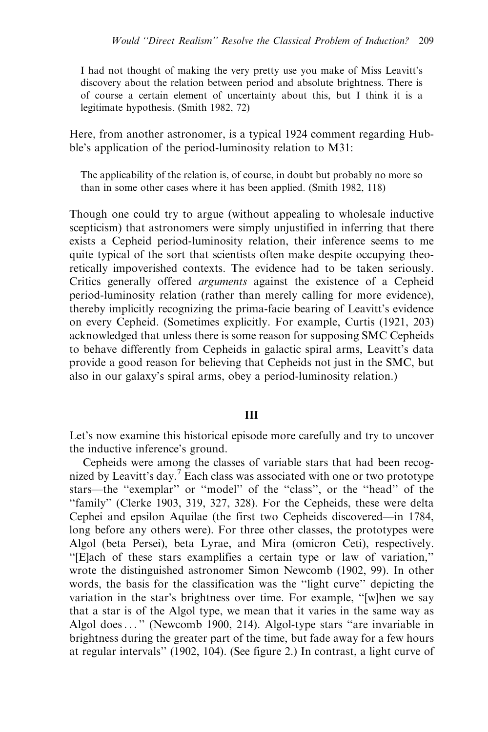> I had not thought of making the very pretty use you make of Miss Leavitt's discovery about the relation between period and absolute brightness. There is of course a certain element of uncertainty about this, but I think it is a legitimate hypothesis. (Smith 1982, 72)

Here, from another astronomer, is a typical 1924 comment regarding Hubble's application of the period-luminosity relation to M31:

> The applicability of the relation is, of course, in doubt but probably no more so than in some other cases where it has been applied. (Smith 1982, 118)

Though one could try to argue (without appealing to wholesale inductive scepticism) that astronomers were simply unjustified in inferring that there exists a Cepheid period-luminosity relation, their inference seems to me quite typical of the sort that scientists often make despite occupying theoretically impoverished contexts. The evidence had to be taken seriously. Critics generally offered *arguments* against the existence of a Cepheid period-luminosity relation (rather than merely calling for more evidence), thereby implicitly recognizing the prima-facie bearing of Leavitt's evidence on every Cepheid. (Sometimes explicitly. For example, Curtis (1921, 203) acknowledged that unless there is some reason for supposing SMC Cepheids to behave differently from Cepheids in galactic spiral arms, Leavitt's data provide a good reason for believing that Cepheids not just in the SMC, but also in our galaxy's spiral arms, obey a period-luminosity relation.)

## III

Let's now examine this historical episode more carefully and try to uncover the inductive inference's ground.

Cepheids were among the classes of variable stars that had been recognized by Leavitt's day.[7] Each class was associated with one or two prototype stars—the "exemplar" or "model" of the "class", or the "head" of the "family" (Clerke 1903, 319, 327, 328). For the Cepheids, these were delta Cephei and epsilon Aquilae (the first two Cepheids discovered—in 1784, long before any others were). For three other classes, the prototypes were Algol (beta Persei), beta Lyrae, and Mira (omicron Ceti), respectively. "[E]ach of these stars examplifies a certain type or law of variation," wrote the distinguished astronomer Simon Newcomb (1902, 99). In other words, the basis for the classification was the "light curve" depicting the variation in the star's brightness over time. For example, "[w]hen we say that a star is of the Algol type, we mean that it varies in the same way as Algol does ..." (Newcomb 1900, 214). Algol-type stars "are invariable in brightness during the greater part of the time, but fade away for a few hours at regular intervals" (1902, 104). (See figure 2.) In contrast, a light curve of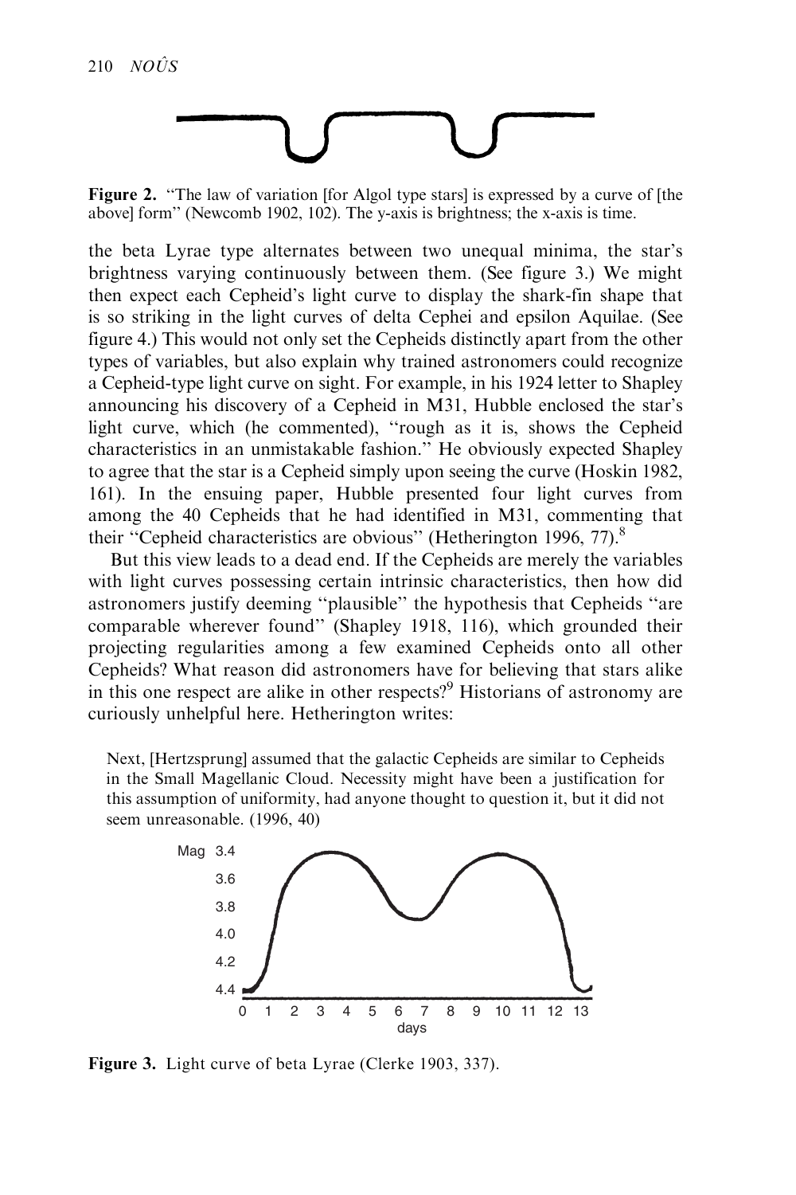**Figure 2.** "The law of variation [for Algol type stars] is expressed by a curve of [the above] form" (Newcomb 1902, 102). The y-axis is brightness; the x-axis is time.

the beta Lyrae type alternates between two unequal minima, the star's brightness varying continuously between them. (See figure 3.) We might then expect each Cepheid's light curve to display the shark-fin shape that is so striking in the light curves of delta Cephei and epsilon Aquilae. (See figure 4.) This would not only set the Cepheids distinctly apart from the other types of variables, but also explain why trained astronomers could recognize a Cepheid-type light curve on sight. For example, in his 1924 letter to Shapley announcing his discovery of a Cepheid in M31, Hubble enclosed the star's light curve, which (he commented), "rough as it is, shows the Cepheid characteristics in an unmistakable fashion." He obviously expected Shapley to agree that the star is a Cepheid simply upon seeing the curve (Hoskin 1982, 161). In the ensuing paper, Hubble presented four light curves from among the 40 Cepheids that he had identified in M31, commenting that their "Cepheid characteristics are obvious" (Hetherington 1996, 77).[8]

But this view leads to a dead end. If the Cepheids are merely the variables with light curves possessing certain intrinsic characteristics, then how did astronomers justify deeming "plausible" the hypothesis that Cepheids "are comparable wherever found" (Shapley 1918, 116), which grounded their projecting regularities among a few examined Cepheids onto all other Cepheids? What reason did astronomers have for believing that stars alike in this one respect are alike in other respects?[9] Historians of astronomy are curiously unhelpful here. Hetherington writes:

> Next, [Hertzsprung] assumed that the galactic Cepheids are similar to Cepheids in the Small Magellanic Cloud. Necessity might have been a justification for this assumption of uniformity, had anyone thought to question it, but it did not seem unreasonable. (1996, 40)

**Figure 3.** Light curve of beta Lyrae (Clerke 1903, 337).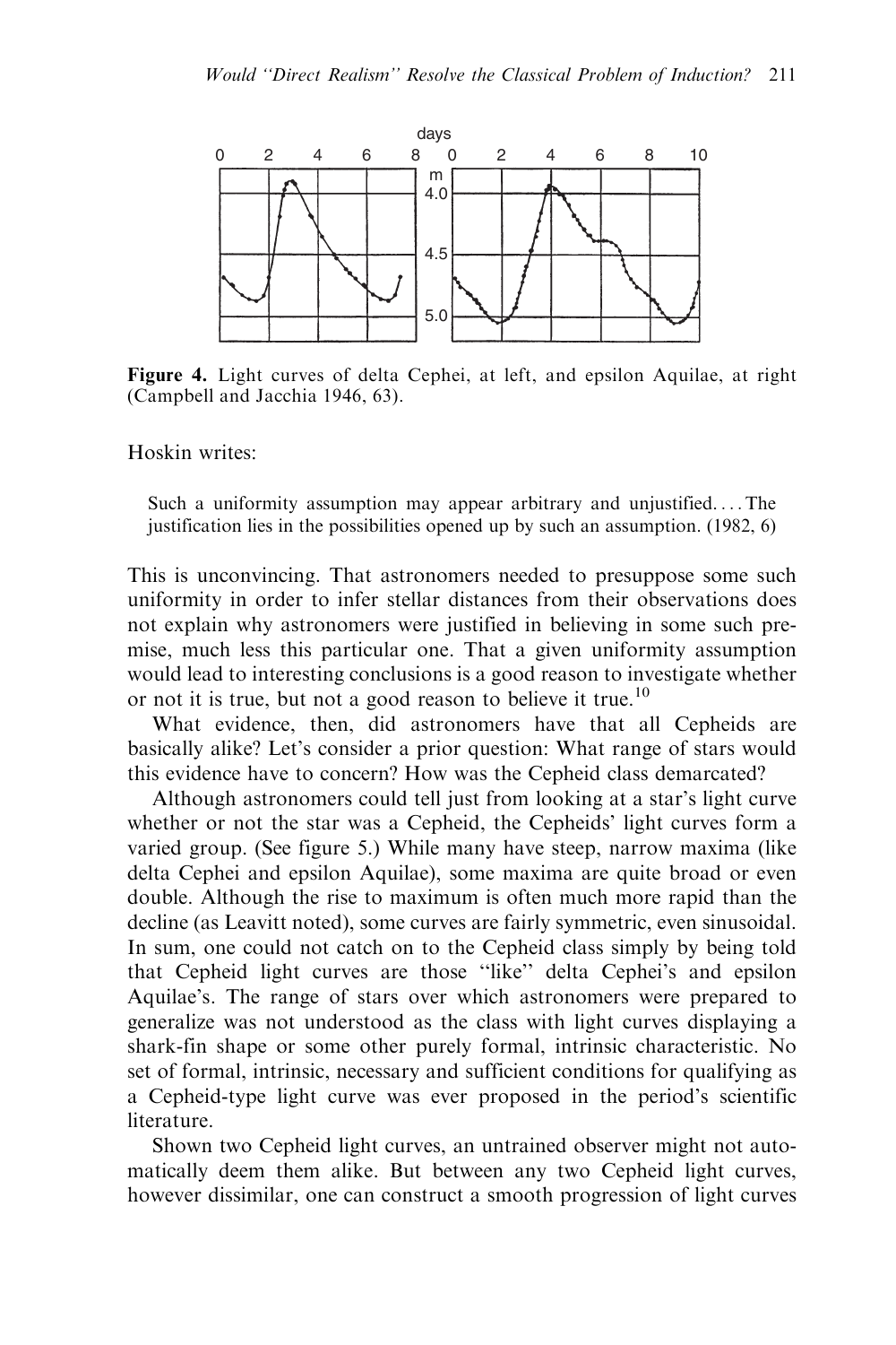Figure 4. Light curves of delta Cephei, at left, and epsilon Aquilae, at right (Campbell and Jacchia 1946, 63).

Hoskin writes:

> Such a uniformity assumption may appear arbitrary and unjustified. . . . The justification lies in the possibilities opened up by such an assumption. (1982, 6)

This is unconvincing. That astronomers needed to presuppose some such uniformity in order to infer stellar distances from their observations does not explain why astronomers were justified in believing in some such premise, much less this particular one. That a given uniformity assumption would lead to interesting conclusions is a good reason to investigate whether or not it is true, but not a good reason to believe it true.[10]

What evidence, then, did astronomers have that all Cepheids are basically alike? Let's consider a prior question: What range of stars would this evidence have to concern? How was the Cepheid class demarcated?

Although astronomers could tell just from looking at a star's light curve whether or not the star was a Cepheid, the Cepheids' light curves form a varied group. (See figure 5.) While many have steep, narrow maxima (like delta Cephei and epsilon Aquilae), some maxima are quite broad or even double. Although the rise to maximum is often much more rapid than the decline (as Leavitt noted), some curves are fairly symmetric, even sinusoidal. In sum, one could not catch on to the Cepheid class simply by being told that Cepheid light curves are those "like" delta Cephei's and epsilon Aquilae's. The range of stars over which astronomers were prepared to generalize was not understood as the class with light curves displaying a shark-fin shape or some other purely formal, intrinsic characteristic. No set of formal, intrinsic, necessary and sufficient conditions for qualifying as a Cepheid-type light curve was ever proposed in the period's scientific literature.

Shown two Cepheid light curves, an untrained observer might not automatically deem them alike. But between any two Cepheid light curves, however dissimilar, one can construct a smooth progression of light curves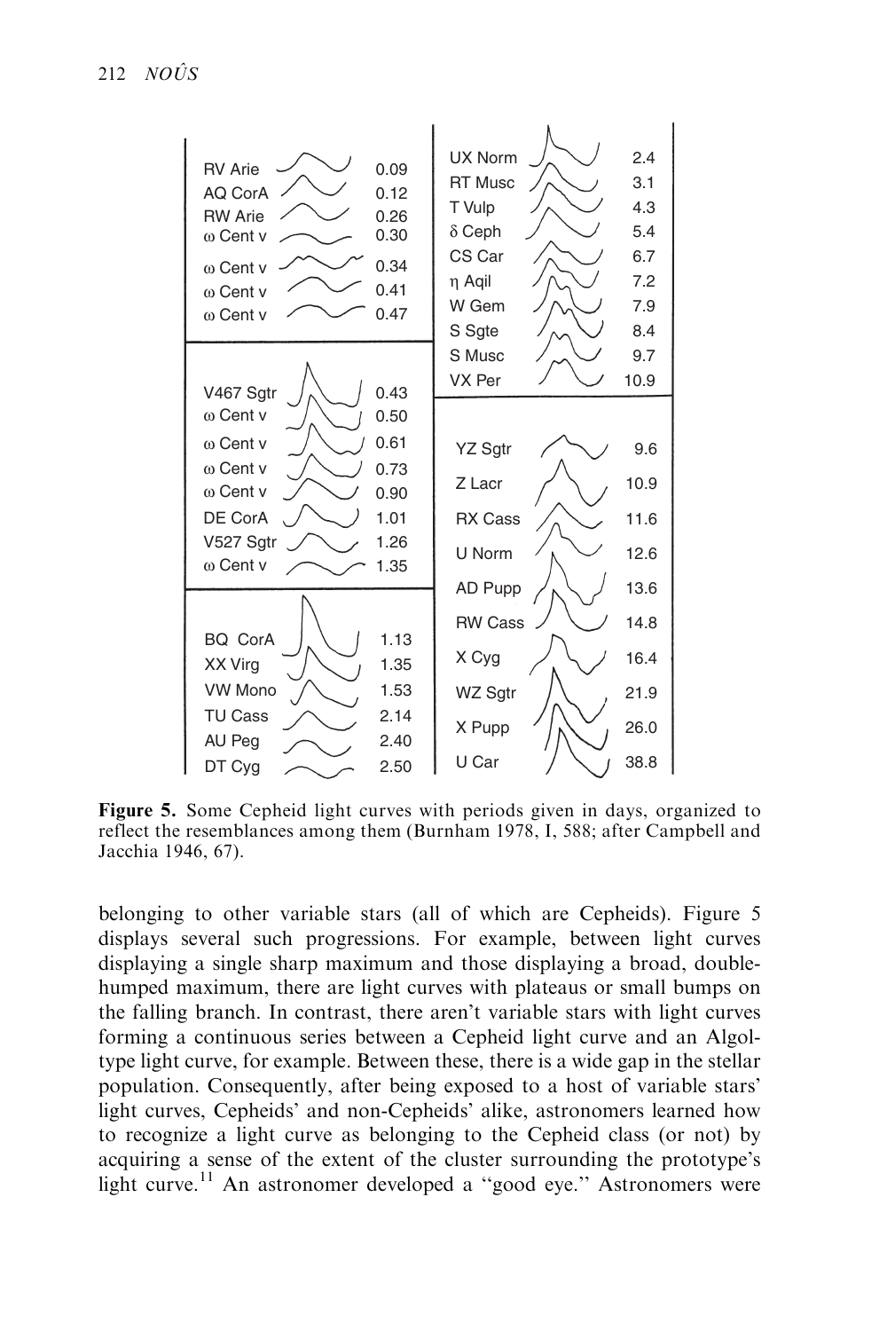**Figure 5.** Some Cepheid light curves with periods given in days, organized to reflect the resemblances among them (Burnham 1978, I, 588; after Campbell and Jacchia 1946, 67).

belonging to other variable stars (all of which are Cepheids). Figure 5 displays several such progressions. For example, between light curves displaying a single sharp maximum and those displaying a broad, double-humped maximum, there are light curves with plateaus or small bumps on the falling branch. In contrast, there aren't variable stars with light curves forming a continuous series between a Cepheid light curve and an Algol-type light curve, for example. Between these, there is a wide gap in the stellar population. Consequently, after being exposed to a host of variable stars' light curves, Cepheids' and non-Cepheids' alike, astronomers learned how to recognize a light curve as belonging to the Cepheid class (or not) by acquiring a sense of the extent of the cluster surrounding the prototype's light curve.[11] An astronomer developed a "good eye." Astronomers were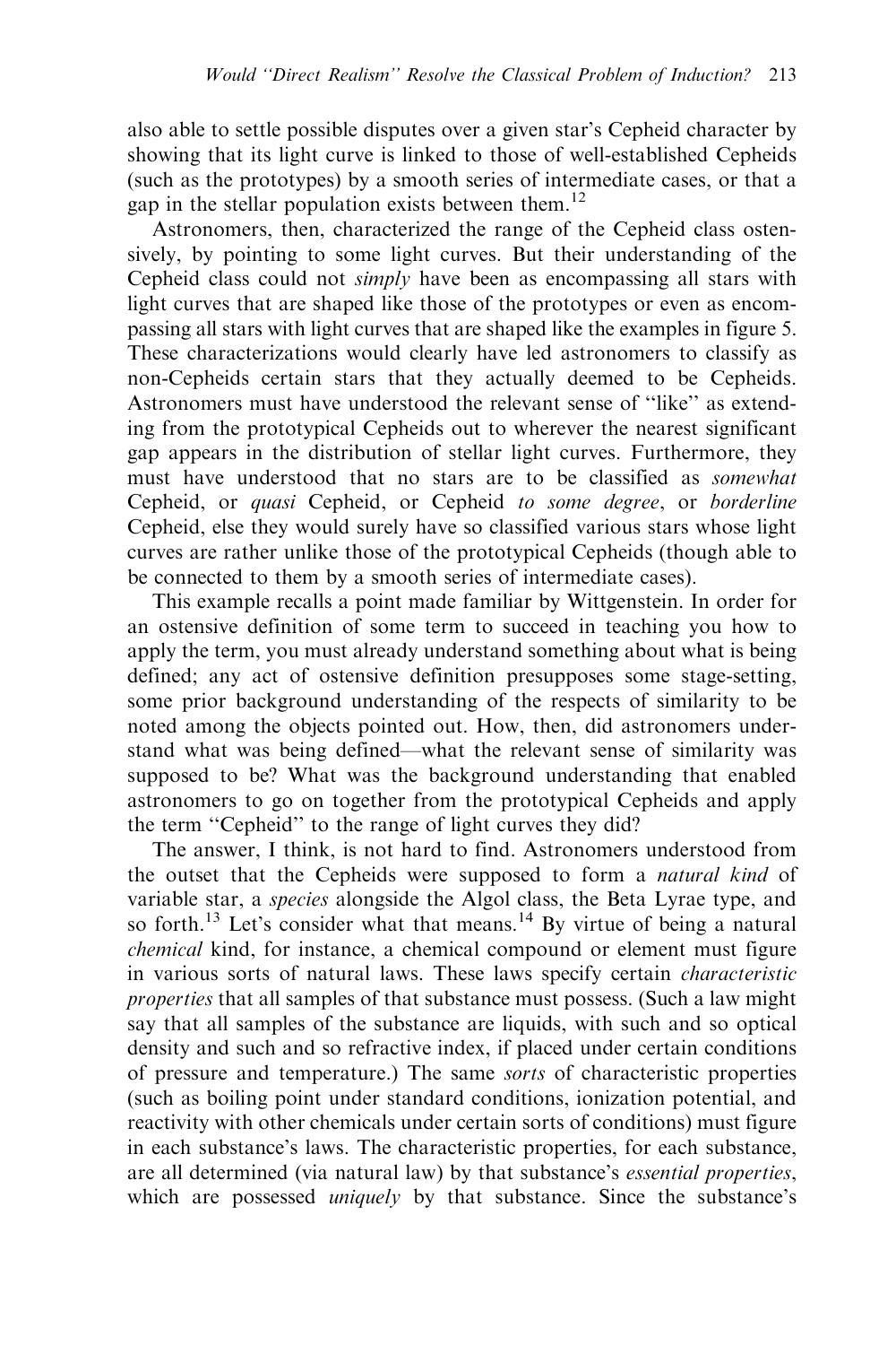also able to settle possible disputes over a given star's Cepheid character by showing that its light curve is linked to those of well-established Cepheids (such as the prototypes) by a smooth series of intermediate cases, or that a gap in the stellar population exists between them.[12]

Astronomers, then, characterized the range of the Cepheid class ostensively, by pointing to some light curves. But their understanding of the Cepheid class could not *simply* have been as encompassing all stars with light curves that are shaped like those of the prototypes or even as encompassing all stars with light curves that are shaped like the examples in figure 5. These characterizations would clearly have led astronomers to classify as non-Cepheids certain stars that they actually deemed to be Cepheids. Astronomers must have understood the relevant sense of "like" as extending from the prototypical Cepheids out to wherever the nearest significant gap appears in the distribution of stellar light curves. Furthermore, they must have understood that no stars are to be classified as *somewhat* Cepheid, or *quasi* Cepheid, or Cepheid *to some degree*, or *borderline* Cepheid, else they would surely have so classified various stars whose light curves are rather unlike those of the prototypical Cepheids (though able to be connected to them by a smooth series of intermediate cases).

This example recalls a point made familiar by Wittgenstein. In order for an ostensive definition of some term to succeed in teaching you how to apply the term, you must already understand something about what is being defined; any act of ostensive definition presupposes some stage-setting, some prior background understanding of the respects of similarity to be noted among the objects pointed out. How, then, did astronomers understand what was being defined—what the relevant sense of similarity was supposed to be? What was the background understanding that enabled astronomers to go on together from the prototypical Cepheids and apply the term "Cepheid" to the range of light curves they did?

The answer, I think, is not hard to find. Astronomers understood from the outset that the Cepheids were supposed to form a *natural kind* of variable star, a *species* alongside the Algol class, the Beta Lyrae type, and so forth.[13] Let's consider what that means.[14] By virtue of being a natural *chemical* kind, for instance, a chemical compound or element must figure in various sorts of natural laws. These laws specify certain *characteristic properties* that all samples of that substance must possess. (Such a law might say that all samples of the substance are liquids, with such and so optical density and such and so refractive index, if placed under certain conditions of pressure and temperature.) The same *sorts* of characteristic properties (such as boiling point under standard conditions, ionization potential, and reactivity with other chemicals under certain sorts of conditions) must figure in each substance's laws. The characteristic properties, for each substance, are all determined (via natural law) by that substance's *essential properties*, which are possessed *uniquely* by that substance. Since the substance's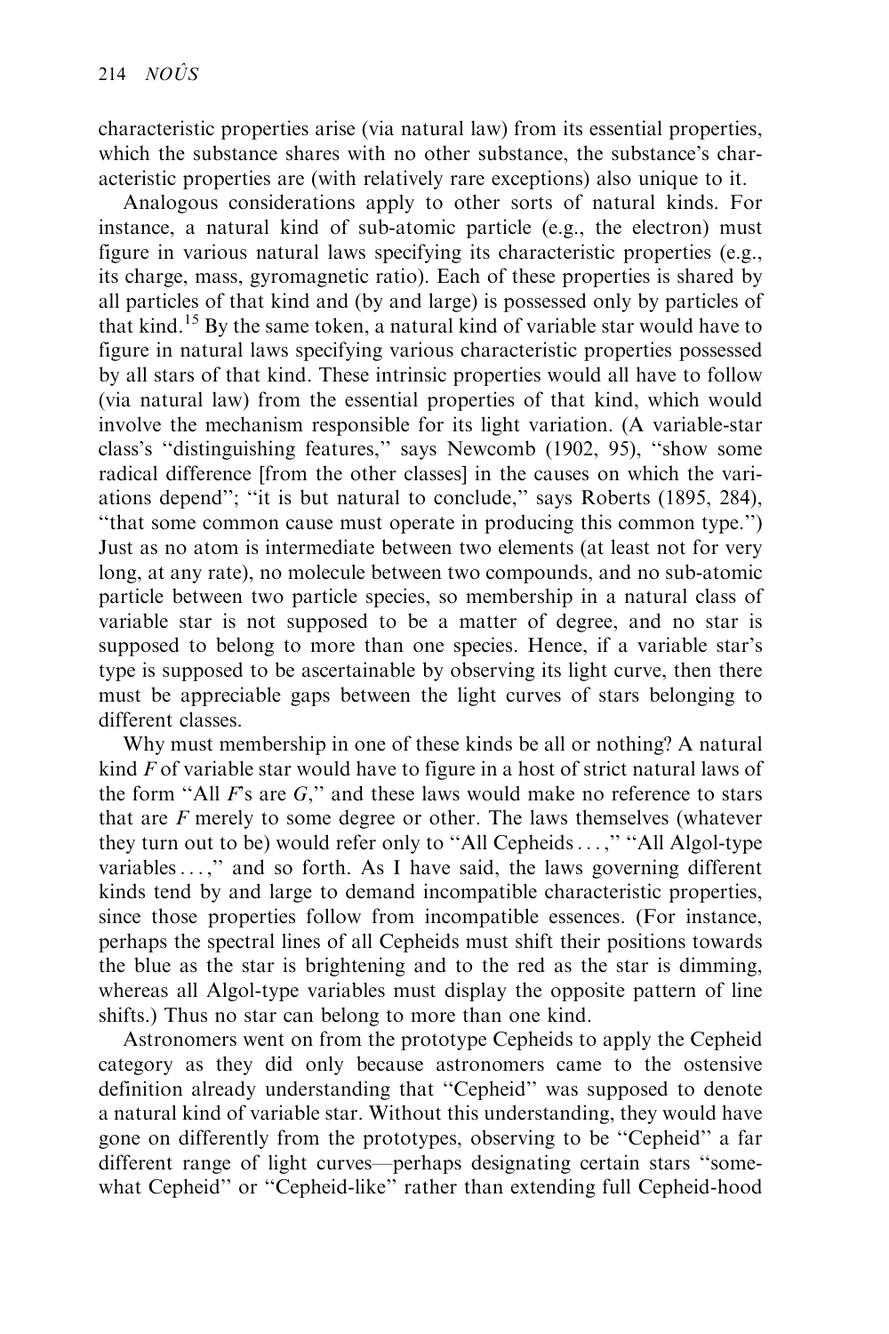characteristic properties arise (via natural law) from its essential properties, which the substance shares with no other substance, the substance's characteristic properties are (with relatively rare exceptions) also unique to it.

Analogous considerations apply to other sorts of natural kinds. For instance, a natural kind of sub-atomic particle (e.g., the electron) must figure in various natural laws specifying its characteristic properties (e.g., its charge, mass, gyromagnetic ratio). Each of these properties is shared by all particles of that kind and (by and large) is possessed only by particles of that kind.[15] By the same token, a natural kind of variable star would have to figure in natural laws specifying various characteristic properties possessed by all stars of that kind. These intrinsic properties would all have to follow (via natural law) from the essential properties of that kind, which would involve the mechanism responsible for its light variation. (A variable-star class's "distinguishing features," says Newcomb (1902, 95), "show some radical difference [from the other classes] in the causes on which the variations depend"; "it is but natural to conclude," says Roberts (1895, 284), "that some common cause must operate in producing this common type.") Just as no atom is intermediate between two elements (at least not for very long, at any rate), no molecule between two compounds, and no sub-atomic particle between two particle species, so membership in a natural class of variable star is not supposed to be a matter of degree, and no star is supposed to belong to more than one species. Hence, if a variable star's type is supposed to be ascertainable by observing its light curve, then there must be appreciable gaps between the light curves of stars belonging to different classes.

Why must membership in one of these kinds be all or nothing? A natural kind *F* of variable star would have to figure in a host of strict natural laws of the form "All *F*'s are *G*," and these laws would make no reference to stars that are *F* merely to some degree or other. The laws themselves (whatever they turn out to be) would refer only to "All Cepheids . . . ," "All Algol-type variables . . . ," and so forth. As I have said, the laws governing different kinds tend by and large to demand incompatible characteristic properties, since those properties follow from incompatible essences. (For instance, perhaps the spectral lines of all Cepheids must shift their positions towards the blue as the star is brightening and to the red as the star is dimming, whereas all Algol-type variables must display the opposite pattern of line shifts.) Thus no star can belong to more than one kind.

Astronomers went on from the prototype Cepheids to apply the Cepheid category as they did only because astronomers came to the ostensive definition already understanding that "Cepheid" was supposed to denote a natural kind of variable star. Without this understanding, they would have gone on differently from the prototypes, observing to be "Cepheid" a far different range of light curves—perhaps designating certain stars "somewhat Cepheid" or "Cepheid-like" rather than extending full Cepheid-hood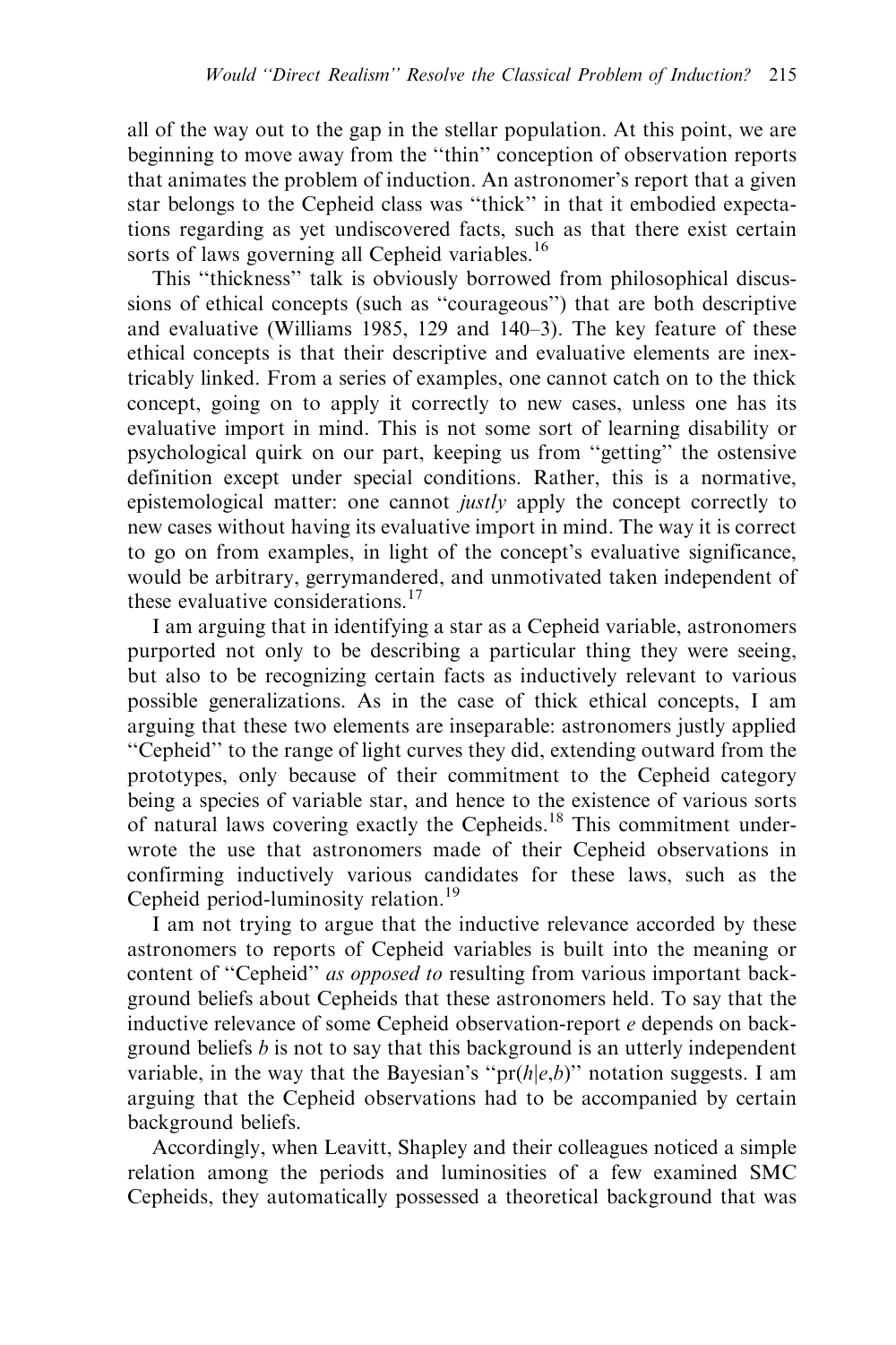all of the way out to the gap in the stellar population. At this point, we are beginning to move away from the "thin" conception of observation reports that animates the problem of induction. An astronomer's report that a given star belongs to the Cepheid class was "thick" in that it embodied expectations regarding as yet undiscovered facts, such as that there exist certain sorts of laws governing all Cepheid variables.[16]

This "thickness" talk is obviously borrowed from philosophical discussions of ethical concepts (such as "courageous") that are both descriptive and evaluative (Williams 1985, 129 and 140–3). The key feature of these ethical concepts is that their descriptive and evaluative elements are inextricably linked. From a series of examples, one cannot catch on to the thick concept, going on to apply it correctly to new cases, unless one has its evaluative import in mind. This is not some sort of learning disability or psychological quirk on our part, keeping us from "getting" the ostensive definition except under special conditions. Rather, this is a normative, epistemological matter: one cannot *justly* apply the concept correctly to new cases without having its evaluative import in mind. The way it is correct to go on from examples, in light of the concept's evaluative significance, would be arbitrary, gerrymandered, and unmotivated taken independent of these evaluative considerations.[17]

I am arguing that in identifying a star as a Cepheid variable, astronomers purported not only to be describing a particular thing they were seeing, but also to be recognizing certain facts as inductively relevant to various possible generalizations. As in the case of thick ethical concepts, I am arguing that these two elements are inseparable: astronomers justly applied "Cepheid" to the range of light curves they did, extending outward from the prototypes, only because of their commitment to the Cepheid category being a species of variable star, and hence to the existence of various sorts of natural laws covering exactly the Cepheids.[18] This commitment underwrote the use that astronomers made of their Cepheid observations in confirming inductively various candidates for these laws, such as the Cepheid period-luminosity relation.[19]

I am not trying to argue that the inductive relevance accorded by these astronomers to reports of Cepheid variables is built into the meaning or content of "Cepheid" *as opposed to* resulting from various important background beliefs about Cepheids that these astronomers held. To say that the inductive relevance of some Cepheid observation-report $e$ depends on background beliefs $b$ is not to say that this background is an utterly independent variable, in the way that the Bayesian's "$pr(h|e,b)$" notation suggests. I am arguing that the Cepheid observations had to be accompanied by certain background beliefs.

Accordingly, when Leavitt, Shapley and their colleagues noticed a simple relation among the periods and luminosities of a few examined SMC Cepheids, they automatically possessed a theoretical background that was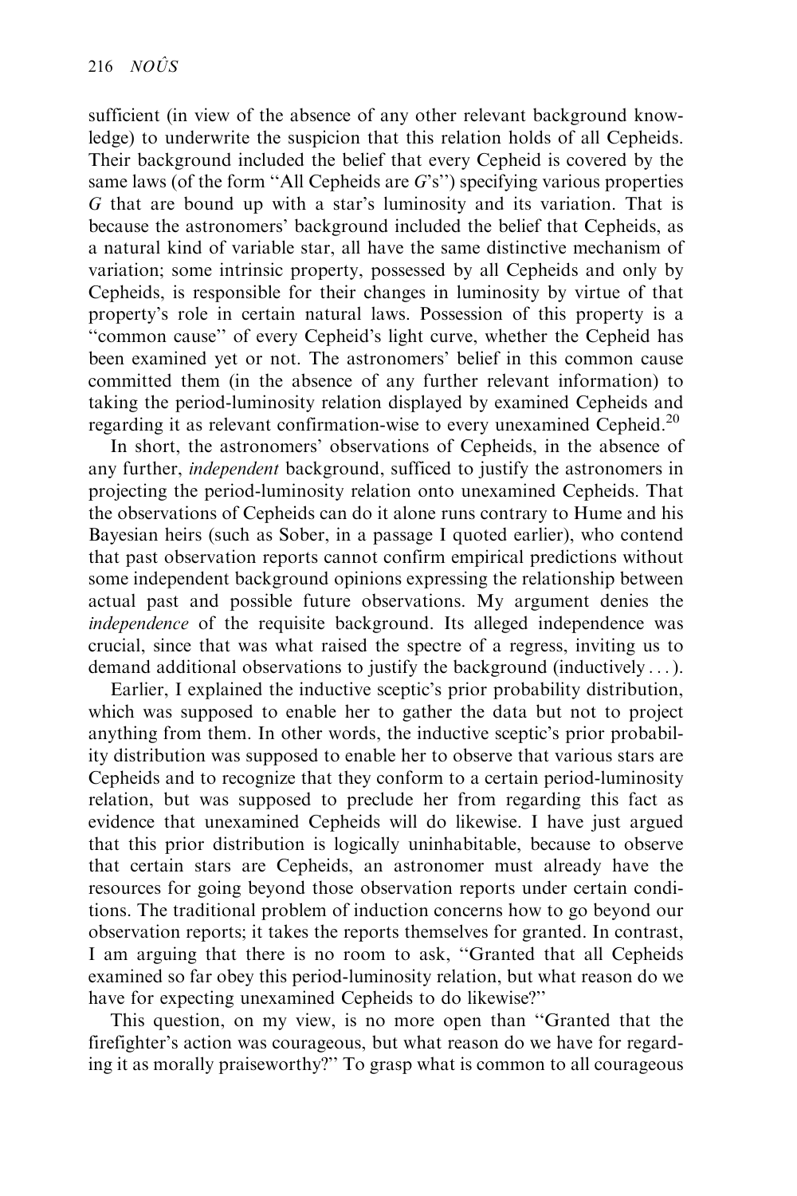sufficient (in view of the absence of any other relevant background knowledge) to underwrite the suspicion that this relation holds of all Cepheids. Their background included the belief that every Cepheid is covered by the same laws (of the form "All Cepheids are *G*'s") specifying various properties *G* that are bound up with a star's luminosity and its variation. That is because the astronomers' background included the belief that Cepheids, as a natural kind of variable star, all have the same distinctive mechanism of variation; some intrinsic property, possessed by all Cepheids and only by Cepheids, is responsible for their changes in luminosity by virtue of that property's role in certain natural laws. Possession of this property is a "common cause" of every Cepheid's light curve, whether the Cepheid has been examined yet or not. The astronomers' belief in this common cause committed them (in the absence of any further relevant information) to taking the period-luminosity relation displayed by examined Cepheids and regarding it as relevant confirmation-wise to every unexamined Cepheid.[20]

In short, the astronomers' observations of Cepheids, in the absence of any further, *independent* background, sufficed to justify the astronomers in projecting the period-luminosity relation onto unexamined Cepheids. That the observations of Cepheids can do it alone runs contrary to Hume and his Bayesian heirs (such as Sober, in a passage I quoted earlier), who contend that past observation reports cannot confirm empirical predictions without some independent background opinions expressing the relationship between actual past and possible future observations. My argument denies the *independence* of the requisite background. Its alleged independence was crucial, since that was what raised the spectre of a regress, inviting us to demand additional observations to justify the background (inductively . . .).

Earlier, I explained the inductive sceptic's prior probability distribution, which was supposed to enable her to gather the data but not to project anything from them. In other words, the inductive sceptic's prior probability distribution was supposed to enable her to observe that various stars are Cepheids and to recognize that they conform to a certain period-luminosity relation, but was supposed to preclude her from regarding this fact as evidence that unexamined Cepheids will do likewise. I have just argued that this prior distribution is logically uninhabitable, because to observe that certain stars are Cepheids, an astronomer must already have the resources for going beyond those observation reports under certain conditions. The traditional problem of induction concerns how to go beyond our observation reports; it takes the reports themselves for granted. In contrast, I am arguing that there is no room to ask, "Granted that all Cepheids examined so far obey this period-luminosity relation, but what reason do we have for expecting unexamined Cepheids to do likewise?"

This question, on my view, is no more open than "Granted that the firefighter's action was courageous, but what reason do we have for regarding it as morally praiseworthy?" To grasp what is common to all courageous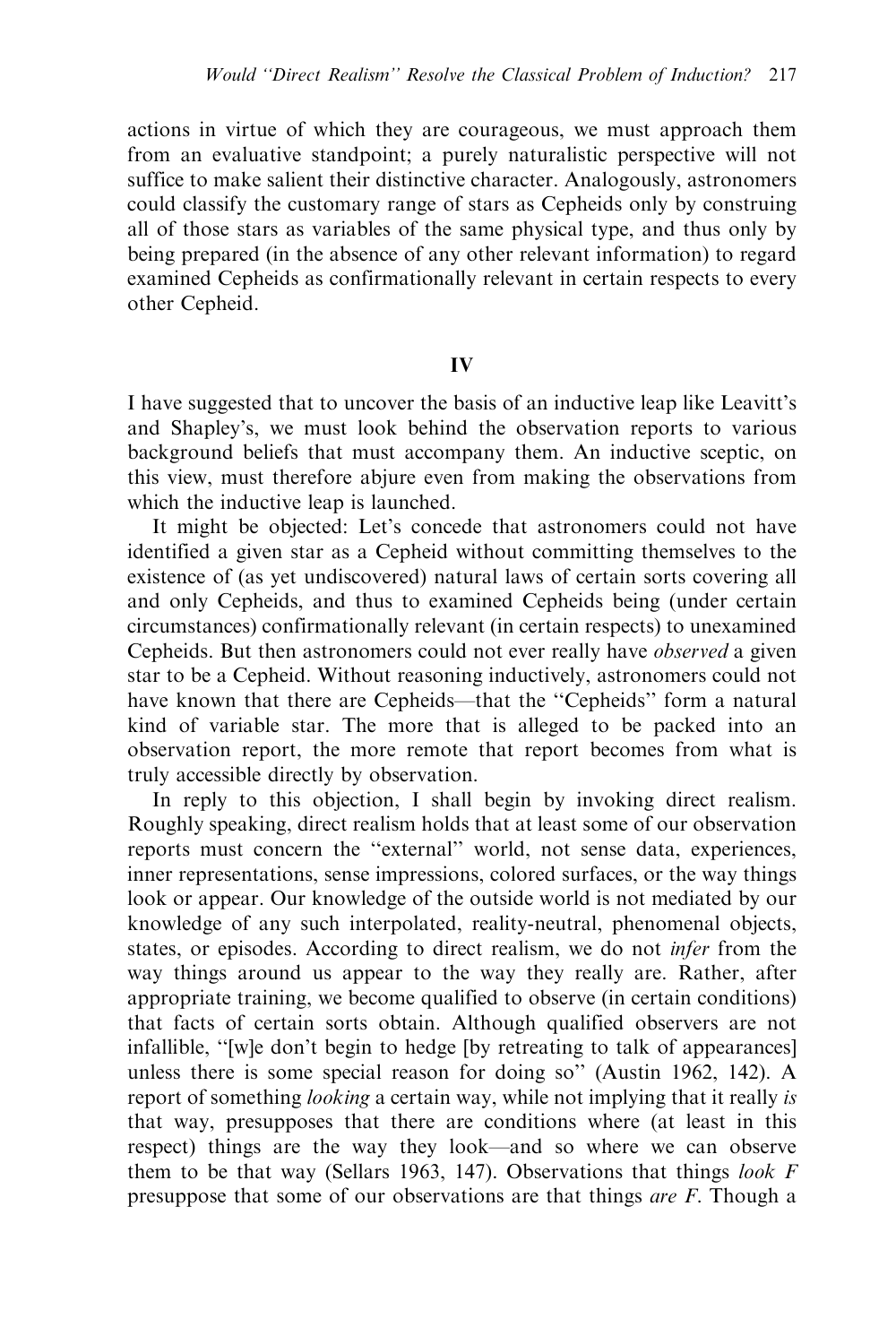actions in virtue of which they are courageous, we must approach them from an evaluative standpoint; a purely naturalistic perspective will not suffice to make salient their distinctive character. Analogously, astronomers could classify the customary range of stars as Cepheids only by construing all of those stars as variables of the same physical type, and thus only by being prepared (in the absence of any other relevant information) to regard examined Cepheids as confirmationally relevant in certain respects to every other Cepheid.

## IV

I have suggested that to uncover the basis of an inductive leap like Leavitt's and Shapley's, we must look behind the observation reports to various background beliefs that must accompany them. An inductive sceptic, on this view, must therefore abjure even from making the observations from which the inductive leap is launched.

It might be objected: Let's concede that astronomers could not have identified a given star as a Cepheid without committing themselves to the existence of (as yet undiscovered) natural laws of certain sorts covering all and only Cepheids, and thus to examined Cepheids being (under certain circumstances) confirmationally relevant (in certain respects) to unexamined Cepheids. But then astronomers could not ever really have *observed* a given star to be a Cepheid. Without reasoning inductively, astronomers could not have known that there are Cepheids—that the "Cepheids" form a natural kind of variable star. The more that is alleged to be packed into an observation report, the more remote that report becomes from what is truly accessible directly by observation.

In reply to this objection, I shall begin by invoking direct realism. Roughly speaking, direct realism holds that at least some of our observation reports must concern the "external" world, not sense data, experiences, inner representations, sense impressions, colored surfaces, or the way things look or appear. Our knowledge of the outside world is not mediated by our knowledge of any such interpolated, reality-neutral, phenomenal objects, states, or episodes. According to direct realism, we do not *infer* from the way things around us appear to the way they really are. Rather, after appropriate training, we become qualified to observe (in certain conditions) that facts of certain sorts obtain. Although qualified observers are not infallible, "[w]e don't begin to hedge [by retreating to talk of appearances] unless there is some special reason for doing so" (Austin 1962, 142). A report of something *looking* a certain way, while not implying that it really *is* that way, presupposes that there are conditions where (at least in this respect) things are the way they look—and so where we can observe them to be that way (Sellars 1963, 147). Observations that things *look F* presuppose that some of our observations are that things *are F*. Though a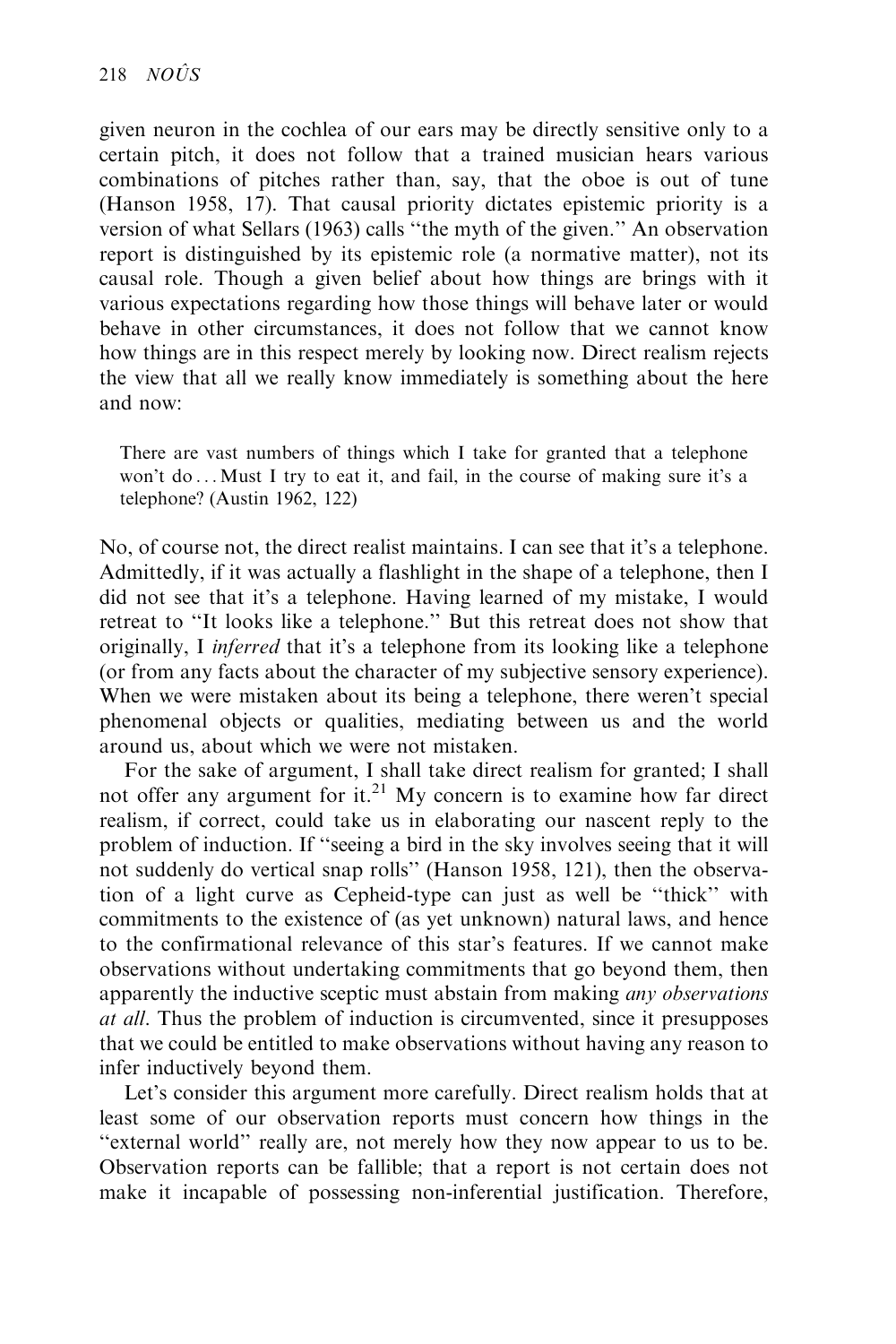given neuron in the cochlea of our ears may be directly sensitive only to a certain pitch, it does not follow that a trained musician hears various combinations of pitches rather than, say, that the oboe is out of tune (Hanson 1958, 17). That causal priority dictates epistemic priority is a version of what Sellars (1963) calls "the myth of the given." An observation report is distinguished by its epistemic role (a normative matter), not its causal role. Though a given belief about how things are brings with it various expectations regarding how those things will behave later or would behave in other circumstances, it does not follow that we cannot know how things are in this respect merely by looking now. Direct realism rejects the view that all we really know immediately is something about the here and now:

> There are vast numbers of things which I take for granted that a telephone won't do . . . Must I try to eat it, and fail, in the course of making sure it's a telephone? (Austin 1962, 122)

No, of course not, the direct realist maintains. I can see that it's a telephone. Admittedly, if it was actually a flashlight in the shape of a telephone, then I did not see that it's a telephone. Having learned of my mistake, I would retreat to "It looks like a telephone." But this retreat does not show that originally, I *inferred* that it's a telephone from its looking like a telephone (or from any facts about the character of my subjective sensory experience). When we were mistaken about its being a telephone, there weren't special phenomenal objects or qualities, mediating between us and the world around us, about which we were not mistaken.

For the sake of argument, I shall take direct realism for granted; I shall not offer any argument for it.[21] My concern is to examine how far direct realism, if correct, could take us in elaborating our nascent reply to the problem of induction. If "seeing a bird in the sky involves seeing that it will not suddenly do vertical snap rolls" (Hanson 1958, 121), then the observation of a light curve as Cepheid-type can just as well be "thick" with commitments to the existence of (as yet unknown) natural laws, and hence to the confirmational relevance of this star's features. If we cannot make observations without undertaking commitments that go beyond them, then apparently the inductive sceptic must abstain from making *any observations at all*. Thus the problem of induction is circumvented, since it presupposes that we could be entitled to make observations without having any reason to infer inductively beyond them.

Let's consider this argument more carefully. Direct realism holds that at least some of our observation reports must concern how things in the "external world" really are, not merely how they now appear to us to be. Observation reports can be fallible; that a report is not certain does not make it incapable of possessing non-inferential justification. Therefore,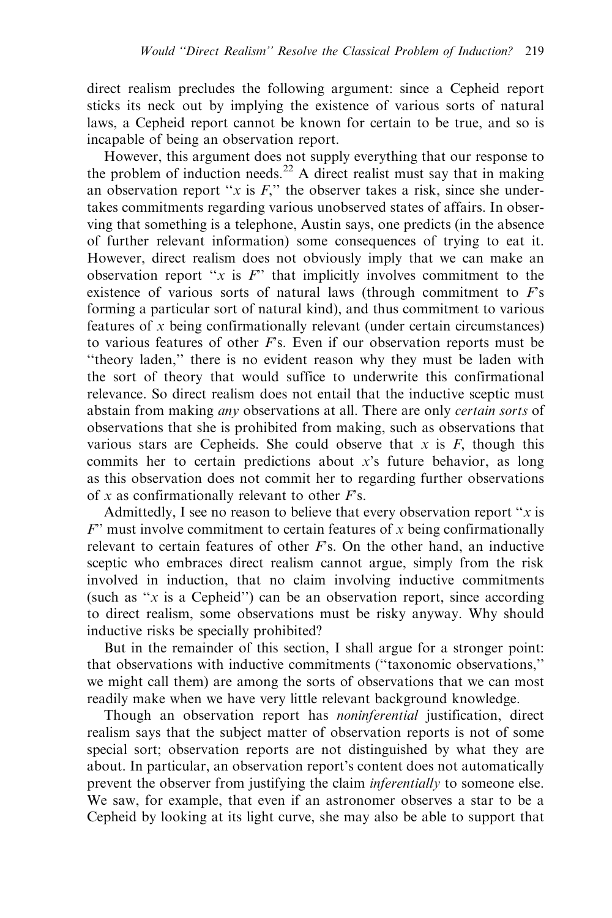direct realism precludes the following argument: since a Cepheid report sticks its neck out by implying the existence of various sorts of natural laws, a Cepheid report cannot be known for certain to be true, and so is incapable of being an observation report.

However, this argument does not supply everything that our response to the problem of induction needs.[22] A direct realist must say that in making an observation report "$x$ is $F$," the observer takes a risk, since she undertakes commitments regarding various unobserved states of affairs. In observing that something is a telephone, Austin says, one predicts (in the absence of further relevant information) some consequences of trying to eat it. However, direct realism does not obviously imply that we can make an observation report "$x$ is $F$" that implicitly involves commitment to the existence of various sorts of natural laws (through commitment to $F$'s forming a particular sort of natural kind), and thus commitment to various features of $x$ being confirmationally relevant (under certain circumstances) to various features of other $F$'s. Even if our observation reports must be "theory laden," there is no evident reason why they must be laden with the sort of theory that would suffice to underwrite this confirmational relevance. So direct realism does not entail that the inductive sceptic must abstain from making *any* observations at all. There are only *certain sorts* of observations that she is prohibited from making, such as observations that various stars are Cepheids. She could observe that $x$ is $F$, though this commits her to certain predictions about $x$'s future behavior, as long as this observation does not commit her to regarding further observations of $x$ as confirmationally relevant to other $F$'s.

Admittedly, I see no reason to believe that every observation report "$x$ is $F$" must involve commitment to certain features of $x$ being confirmationally relevant to certain features of other $F$'s. On the other hand, an inductive sceptic who embraces direct realism cannot argue, simply from the risk involved in induction, that no claim involving inductive commitments (such as "$x$ is a Cepheid") can be an observation report, since according to direct realism, some observations must be risky anyway. Why should inductive risks be specially prohibited?

But in the remainder of this section, I shall argue for a stronger point: that observations with inductive commitments ("taxonomic observations," we might call them) are among the sorts of observations that we can most readily make when we have very little relevant background knowledge.

Though an observation report has *noninferential* justification, direct realism says that the subject matter of observation reports is not of some special sort; observation reports are not distinguished by what they are about. In particular, an observation report's content does not automatically prevent the observer from justifying the claim *inferentially* to someone else. We saw, for example, that even if an astronomer observes a star to be a Cepheid by looking at its light curve, she may also be able to support that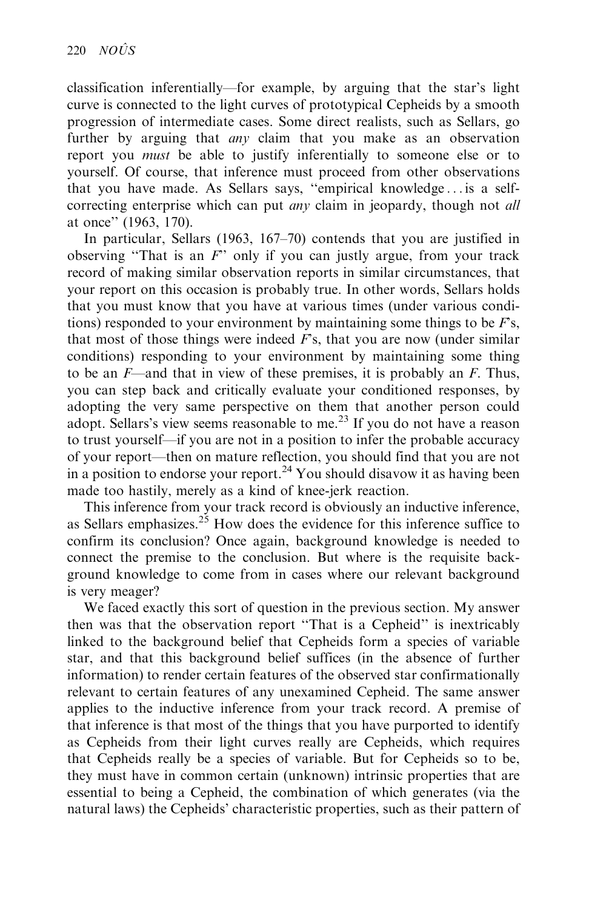classification inferentially—for example, by arguing that the star's light curve is connected to the light curves of prototypical Cepheids by a smooth progression of intermediate cases. Some direct realists, such as Sellars, go further by arguing that *any* claim that you make as an observation report you *must* be able to justify inferentially to someone else or to yourself. Of course, that inference must proceed from other observations that you have made. As Sellars says, "empirical knowledge . . . is a self-correcting enterprise which can put *any* claim in jeopardy, though not *all* at once" (1963, 170).

In particular, Sellars (1963, 167–70) contends that you are justified in observing "That is an *F*" only if you can justly argue, from your track record of making similar observation reports in similar circumstances, that your report on this occasion is probably true. In other words, Sellars holds that you must know that you have at various times (under various conditions) responded to your environment by maintaining some things to be *F*'s, that most of those things were indeed *F*'s, that you are now (under similar conditions) responding to your environment by maintaining some thing to be an *F*—and that in view of these premises, it is probably an *F*. Thus, you can step back and critically evaluate your conditioned responses, by adopting the very same perspective on them that another person could adopt. Sellars's view seems reasonable to me.[23] If you do not have a reason to trust yourself—if you are not in a position to infer the probable accuracy of your report—then on mature reflection, you should find that you are not in a position to endorse your report.[24] You should disavow it as having been made too hastily, merely as a kind of knee-jerk reaction.

This inference from your track record is obviously an inductive inference, as Sellars emphasizes.[25] How does the evidence for this inference suffice to confirm its conclusion? Once again, background knowledge is needed to connect the premise to the conclusion. But where is the requisite background knowledge to come from in cases where our relevant background is very meager?

We faced exactly this sort of question in the previous section. My answer then was that the observation report "That is a Cepheid" is inextricably linked to the background belief that Cepheids form a species of variable star, and that this background belief suffices (in the absence of further information) to render certain features of the observed star confirmationally relevant to certain features of any unexamined Cepheid. The same answer applies to the inductive inference from your track record. A premise of that inference is that most of the things that you have purported to identify as Cepheids from their light curves really are Cepheids, which requires that Cepheids really be a species of variable. But for Cepheids so to be, they must have in common certain (unknown) intrinsic properties that are essential to being a Cepheid, the combination of which generates (via the natural laws) the Cepheids' characteristic properties, such as their pattern of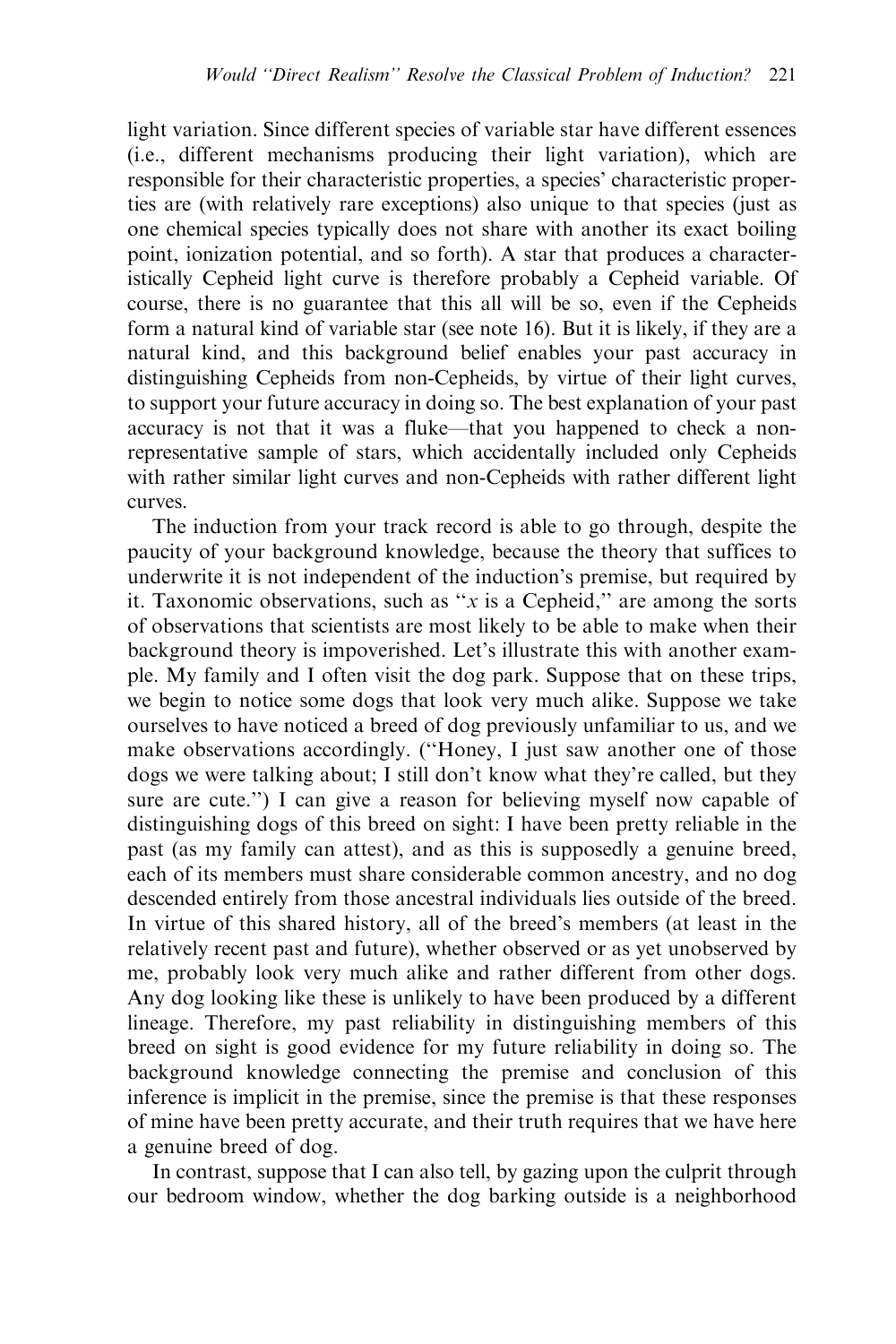light variation. Since different species of variable star have different essences (i.e., different mechanisms producing their light variation), which are responsible for their characteristic properties, a species' characteristic properties are (with relatively rare exceptions) also unique to that species (just as one chemical species typically does not share with another its exact boiling point, ionization potential, and so forth). A star that produces a characteristically Cepheid light curve is therefore probably a Cepheid variable. Of course, there is no guarantee that this all will be so, even if the Cepheids form a natural kind of variable star (see note 16). But it is likely, if they are a natural kind, and this background belief enables your past accuracy in distinguishing Cepheids from non-Cepheids, by virtue of their light curves, to support your future accuracy in doing so. The best explanation of your past accuracy is not that it was a fluke—that you happened to check a non-representative sample of stars, which accidentally included only Cepheids with rather similar light curves and non-Cepheids with rather different light curves.

The induction from your track record is able to go through, despite the paucity of your background knowledge, because the theory that suffices to underwrite it is not independent of the induction's premise, but required by it. Taxonomic observations, such as "$x$ is a Cepheid," are among the sorts of observations that scientists are most likely to be able to make when their background theory is impoverished. Let's illustrate this with another example. My family and I often visit the dog park. Suppose that on these trips, we begin to notice some dogs that look very much alike. Suppose we take ourselves to have noticed a breed of dog previously unfamiliar to us, and we make observations accordingly. ("Honey, I just saw another one of those dogs we were talking about; I still don't know what they're called, but they sure are cute.") I can give a reason for believing myself now capable of distinguishing dogs of this breed on sight: I have been pretty reliable in the past (as my family can attest), and as this is supposedly a genuine breed, each of its members must share considerable common ancestry, and no dog descended entirely from those ancestral individuals lies outside of the breed. In virtue of this shared history, all of the breed's members (at least in the relatively recent past and future), whether observed or as yet unobserved by me, probably look very much alike and rather different from other dogs. Any dog looking like these is unlikely to have been produced by a different lineage. Therefore, my past reliability in distinguishing members of this breed on sight is good evidence for my future reliability in doing so. The background knowledge connecting the premise and conclusion of this inference is implicit in the premise, since the premise is that these responses of mine have been pretty accurate, and their truth requires that we have here a genuine breed of dog.

In contrast, suppose that I can also tell, by gazing upon the culprit through our bedroom window, whether the dog barking outside is a neighborhood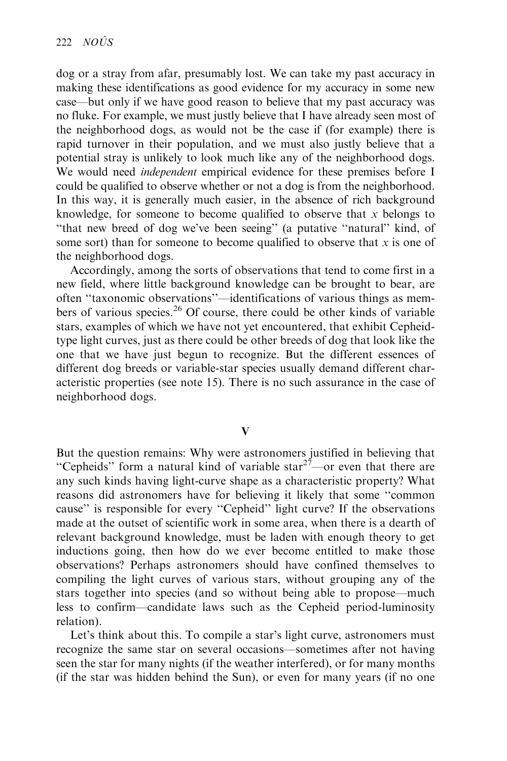dog or a stray from afar, presumably lost. We can take my past accuracy in making these identifications as good evidence for my accuracy in some new case—but only if we have good reason to believe that my past accuracy was no fluke. For example, we must justly believe that I have already seen most of the neighborhood dogs, as would not be the case if (for example) there is rapid turnover in their population, and we must also justly believe that a potential stray is unlikely to look much like any of the neighborhood dogs. We would need *independent* empirical evidence for these premises before I could be qualified to observe whether or not a dog is from the neighborhood. In this way, it is generally much easier, in the absence of rich background knowledge, for someone to become qualified to observe that *x* belongs to "that new breed of dog we've been seeing" (a putative "natural" kind, of some sort) than for someone to become qualified to observe that *x* is one of the neighborhood dogs.

Accordingly, among the sorts of observations that tend to come first in a new field, where little background knowledge can be brought to bear, are often "taxonomic observations"—identifications of various things as members of various species.[26] Of course, there could be other kinds of variable stars, examples of which we have not yet encountered, that exhibit Cepheid-type light curves, just as there could be other breeds of dog that look like the one that we have just begun to recognize. But the different essences of different dog breeds or variable-star species usually demand different characteristic properties (see note 15). There is no such assurance in the case of neighborhood dogs.

## V

But the question remains: Why were astronomers justified in believing that "Cepheids" form a natural kind of variable star[27]—or even that there are any such kinds having light-curve shape as a characteristic property? What reasons did astronomers have for believing it likely that some "common cause" is responsible for every "Cepheid" light curve? If the observations made at the outset of scientific work in some area, when there is a dearth of relevant background knowledge, must be laden with enough theory to get inductions going, then how do we ever become entitled to make those observations? Perhaps astronomers should have confined themselves to compiling the light curves of various stars, without grouping any of the stars together into species (and so without being able to propose—much less to confirm—candidate laws such as the Cepheid period-luminosity relation).

Let's think about this. To compile a star's light curve, astronomers must recognize the same star on several occasions—sometimes after not having seen the star for many nights (if the weather interfered), or for many months (if the star was hidden behind the Sun), or even for many years (if no one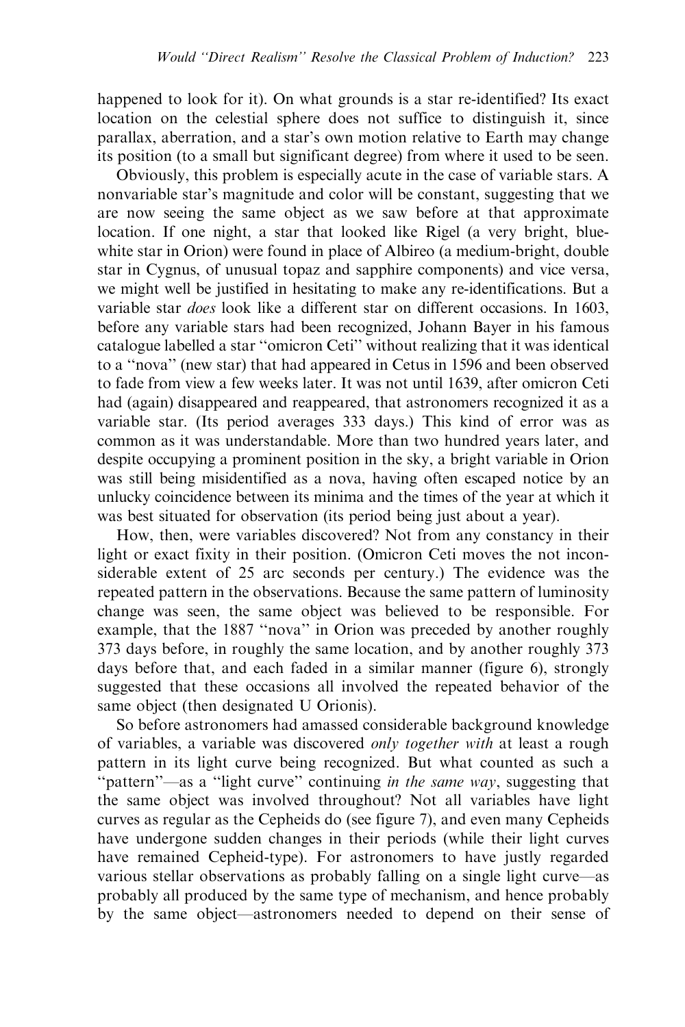happened to look for it). On what grounds is a star re-identified? Its exact location on the celestial sphere does not suffice to distinguish it, since parallax, aberration, and a star's own motion relative to Earth may change its position (to a small but significant degree) from where it used to be seen.

Obviously, this problem is especially acute in the case of variable stars. A nonvariable star's magnitude and color will be constant, suggesting that we are now seeing the same object as we saw before at that approximate location. If one night, a star that looked like Rigel (a very bright, blue-white star in Orion) were found in place of Albireo (a medium-bright, double star in Cygnus, of unusual topaz and sapphire components) and vice versa, we might well be justified in hesitating to make any re-identifications. But a variable star *does* look like a different star on different occasions. In 1603, before any variable stars had been recognized, Johann Bayer in his famous catalogue labelled a star "omicron Ceti" without realizing that it was identical to a "nova" (new star) that had appeared in Cetus in 1596 and been observed to fade from view a few weeks later. It was not until 1639, after omicron Ceti had (again) disappeared and reappeared, that astronomers recognized it as a variable star. (Its period averages 333 days.) This kind of error was as common as it was understandable. More than two hundred years later, and despite occupying a prominent position in the sky, a bright variable in Orion was still being misidentified as a nova, having often escaped notice by an unlucky coincidence between its minima and the times of the year at which it was best situated for observation (its period being just about a year).

How, then, were variables discovered? Not from any constancy in their light or exact fixity in their position. (Omicron Ceti moves the not inconsiderable extent of 25 arc seconds per century.) The evidence was the repeated pattern in the observations. Because the same pattern of luminosity change was seen, the same object was believed to be responsible. For example, that the 1887 "nova" in Orion was preceded by another roughly 373 days before, in roughly the same location, and by another roughly 373 days before that, and each faded in a similar manner (figure 6), strongly suggested that these occasions all involved the repeated behavior of the same object (then designated U Orionis).

So before astronomers had amassed considerable background knowledge of variables, a variable was discovered *only together with* at least a rough pattern in its light curve being recognized. But what counted as such a "pattern"—as a "light curve" continuing *in the same way*, suggesting that the same object was involved throughout? Not all variables have light curves as regular as the Cepheids do (see figure 7), and even many Cepheids have undergone sudden changes in their periods (while their light curves have remained Cepheid-type). For astronomers to have justly regarded various stellar observations as probably falling on a single light curve—as probably all produced by the same type of mechanism, and hence probably by the same object—astronomers needed to depend on their sense of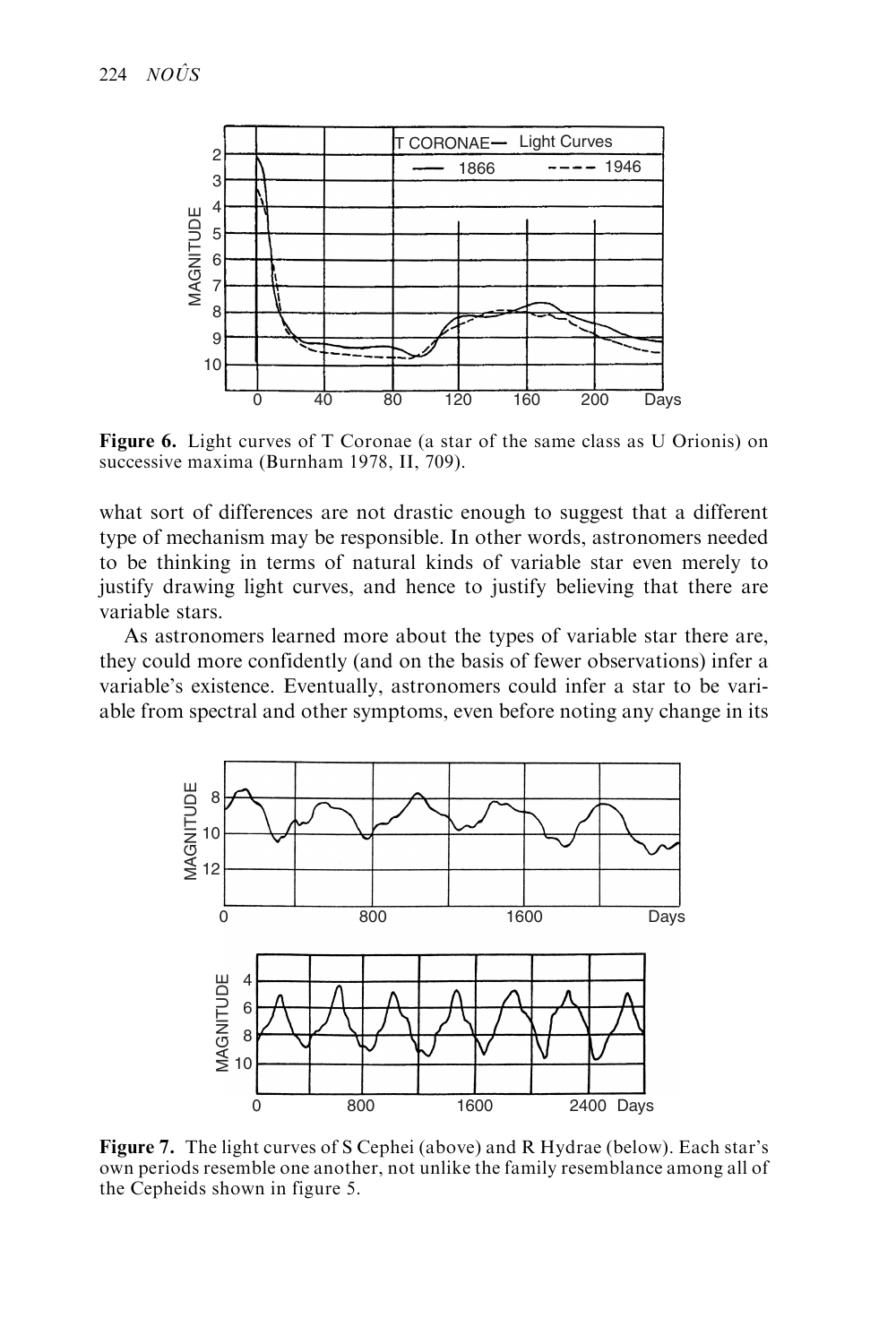**Figure 6.** Light curves of T Coronae (a star of the same class as U Orionis) on successive maxima (Burnham 1978, II, 709).

what sort of differences are not drastic enough to suggest that a different type of mechanism may be responsible. In other words, astronomers needed to be thinking in terms of natural kinds of variable star even merely to justify drawing light curves, and hence to justify believing that there are variable stars.

As astronomers learned more about the types of variable star there are, they could more confidently (and on the basis of fewer observations) infer a variable's existence. Eventually, astronomers could infer a star to be variable from spectral and other symptoms, even before noting any change in its

**Figure 7.** The light curves of S Cephei (above) and R Hydrae (below). Each star's own periods resemble one another, not unlike the family resemblance among all of the Cepheids shown in figure 5.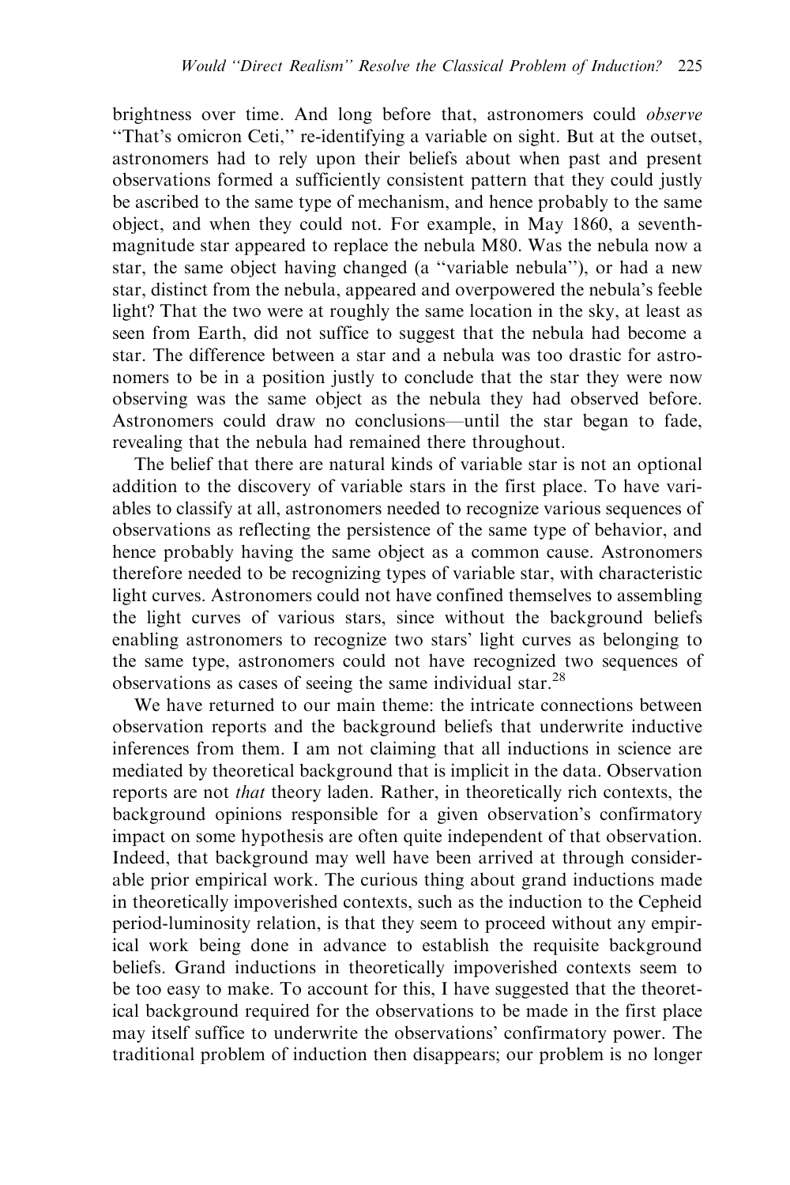brightness over time. And long before that, astronomers could *observe* "That's omicron Ceti," re-identifying a variable on sight. But at the outset, astronomers had to rely upon their beliefs about when past and present observations formed a sufficiently consistent pattern that they could justly be ascribed to the same type of mechanism, and hence probably to the same object, and when they could not. For example, in May 1860, a seventh-magnitude star appeared to replace the nebula M80. Was the nebula now a star, the same object having changed (a "variable nebula"), or had a new star, distinct from the nebula, appeared and overpowered the nebula's feeble light? That the two were at roughly the same location in the sky, at least as seen from Earth, did not suffice to suggest that the nebula had become a star. The difference between a star and a nebula was too drastic for astronomers to be in a position justly to conclude that the star they were now observing was the same object as the nebula they had observed before. Astronomers could draw no conclusions—until the star began to fade, revealing that the nebula had remained there throughout.

The belief that there are natural kinds of variable star is not an optional addition to the discovery of variable stars in the first place. To have variables to classify at all, astronomers needed to recognize various sequences of observations as reflecting the persistence of the same type of behavior, and hence probably having the same object as a common cause. Astronomers therefore needed to be recognizing types of variable star, with characteristic light curves. Astronomers could not have confined themselves to assembling the light curves of various stars, since without the background beliefs enabling astronomers to recognize two stars' light curves as belonging to the same type, astronomers could not have recognized two sequences of observations as cases of seeing the same individual star.[28]

We have returned to our main theme: the intricate connections between observation reports and the background beliefs that underwrite inductive inferences from them. I am not claiming that all inductions in science are mediated by theoretical background that is implicit in the data. Observation reports are not *that* theory laden. Rather, in theoretically rich contexts, the background opinions responsible for a given observation's confirmatory impact on some hypothesis are often quite independent of that observation. Indeed, that background may well have been arrived at through considerable prior empirical work. The curious thing about grand inductions made in theoretically impoverished contexts, such as the induction to the Cepheid period-luminosity relation, is that they seem to proceed without any empirical work being done in advance to establish the requisite background beliefs. Grand inductions in theoretically impoverished contexts seem to be too easy to make. To account for this, I have suggested that the theoretical background required for the observations to be made in the first place may itself suffice to underwrite the observations' confirmatory power. The traditional problem of induction then disappears; our problem is no longer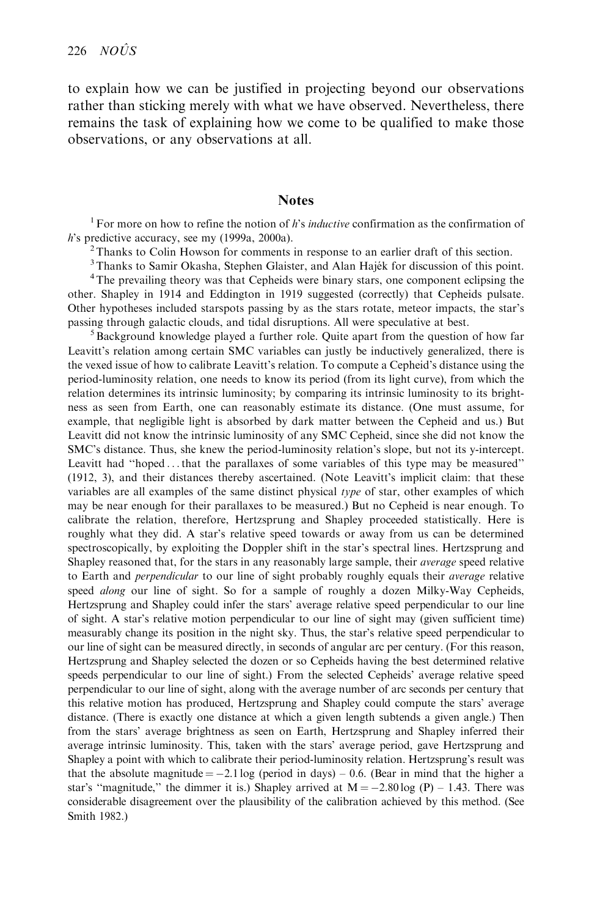to explain how we can be justified in projecting beyond our observations rather than sticking merely with what we have observed. Nevertheless, there remains the task of explaining how we come to be qualified to make those observations, or any observations at all.

## Notes

[1] For more on how to refine the notion of *h*'s *inductive* confirmation as the confirmation of *h*'s predictive accuracy, see my (1999a, 2000a).

[2] Thanks to Colin Howson for comments in response to an earlier draft of this section.

[3] Thanks to Samir Okasha, Stephen Glaister, and Alan Hajék for discussion of this point.

[4] The prevailing theory was that Cepheids were binary stars, one component eclipsing the other. Shapley in 1914 and Eddington in 1919 suggested (correctly) that Cepheids pulsate. Other hypotheses included starspots passing by as the stars rotate, meteor impacts, the star's passing through galactic clouds, and tidal disruptions. All were speculative at best.

[5] Background knowledge played a further role. Quite apart from the question of how far Leavitt's relation among certain SMC variables can justly be inductively generalized, there is the vexed issue of how to calibrate Leavitt's relation. To compute a Cepheid's distance using the period-luminosity relation, one needs to know its period (from its light curve), from which the relation determines its intrinsic luminosity; by comparing its intrinsic luminosity to its brightness as seen from Earth, one can reasonably estimate its distance. (One must assume, for example, that negligible light is absorbed by dark matter between the Cepheid and us.) But Leavitt did not know the intrinsic luminosity of any SMC Cepheid, since she did not know the SMC's distance. Thus, she knew the period-luminosity relation's slope, but not its y-intercept. Leavitt had "hoped ... that the parallaxes of some variables of this type may be measured" (1912, 3), and their distances thereby ascertained. (Note Leavitt's implicit claim: that these variables are all examples of the same distinct physical *type* of star, other examples of which may be near enough for their parallaxes to be measured.) But no Cepheid is near enough. To calibrate the relation, therefore, Hertzsprung and Shapley proceeded statistically. Here is roughly what they did. A star's relative speed towards or away from us can be determined spectroscopically, by exploiting the Doppler shift in the star's spectral lines. Hertzsprung and Shapley reasoned that, for the stars in any reasonably large sample, their *average* speed relative to Earth and *perpendicular* to our line of sight probably roughly equals their *average* relative speed *along* our line of sight. So for a sample of roughly a dozen Milky-Way Cepheids, Hertzsprung and Shapley could infer the stars' average relative speed perpendicular to our line of sight. A star's relative motion perpendicular to our line of sight may (given sufficient time) measurably change its position in the night sky. Thus, the star's relative speed perpendicular to our line of sight can be measured directly, in seconds of angular arc per century. (For this reason, Hertzsprung and Shapley selected the dozen or so Cepheids having the best determined relative speeds perpendicular to our line of sight.) From the selected Cepheids' average relative speed perpendicular to our line of sight, along with the average number of arc seconds per century that this relative motion has produced, Hertzsprung and Shapley could compute the stars' average distance. (There is exactly one distance at which a given length subtends a given angle.) Then from the stars' average brightness as seen on Earth, Hertzsprung and Shapley inferred their average intrinsic luminosity. This, taken with the stars' average period, gave Hertzsprung and Shapley a point with which to calibrate their period-luminosity relation. Hertzsprung's result was that the absolute magnitude $= -2.1 \log$ (period in days) $- 0.6$. (Bear in mind that the higher a star's "magnitude," the dimmer it is.) Shapley arrived at $M = -2.80 \log(P) - 1.43$. There was considerable disagreement over the plausibility of the calibration achieved by this method. (See Smith 1982.)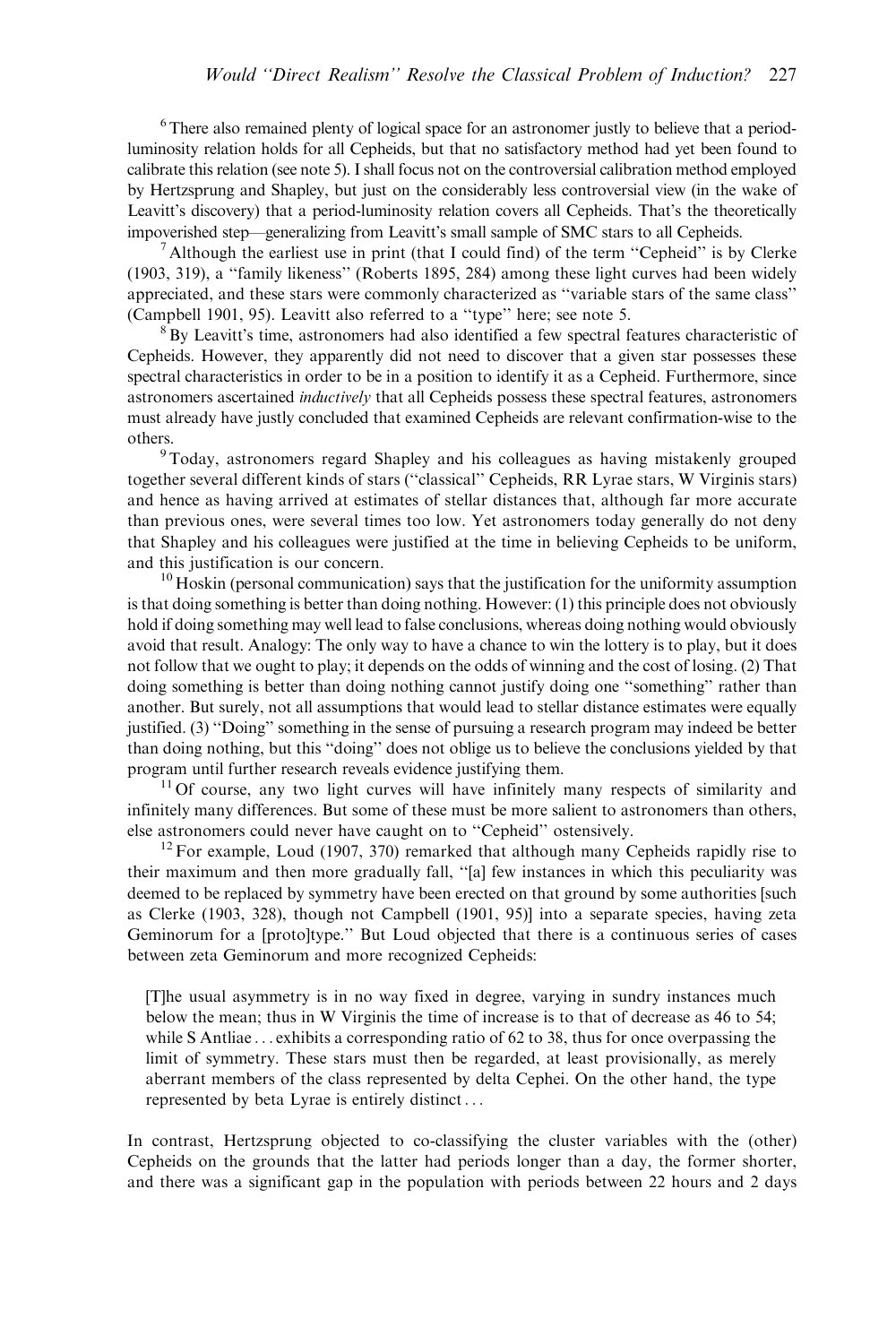[6] There also remained plenty of logical space for an astronomer justly to believe that a period-luminosity relation holds for all Cepheids, but that no satisfactory method had yet been found to calibrate this relation (see note 5). I shall focus not on the controversial calibration method employed by Hertzsprung and Shapley, but just on the considerably less controversial view (in the wake of Leavitt's discovery) that a period-luminosity relation covers all Cepheids. That's the theoretically impoverished step—generalizing from Leavitt's small sample of SMC stars to all Cepheids.

[7] Although the earliest use in print (that I could find) of the term "Cepheid" is by Clerke (1903, 319), a "family likeness" (Roberts 1895, 284) among these light curves had been widely appreciated, and these stars were commonly characterized as "variable stars of the same class" (Campbell 1901, 95). Leavitt also referred to a "type" here; see note 5.

[8] By Leavitt's time, astronomers had also identified a few spectral features characteristic of Cepheids. However, they apparently did not need to discover that a given star possesses these spectral characteristics in order to be in a position to identify it as a Cepheid. Furthermore, since astronomers ascertained *inductively* that all Cepheids possess these spectral features, astronomers must already have justly concluded that examined Cepheids are relevant confirmation-wise to the others.

[9] Today, astronomers regard Shapley and his colleagues as having mistakenly grouped together several different kinds of stars ("classical" Cepheids, RR Lyrae stars, W Virginis stars) and hence as having arrived at estimates of stellar distances that, although far more accurate than previous ones, were several times too low. Yet astronomers today generally do not deny that Shapley and his colleagues were justified at the time in believing Cepheids to be uniform, and this justification is our concern.

[10] Hoskin (personal communication) says that the justification for the uniformity assumption is that doing something is better than doing nothing. However: (1) this principle does not obviously hold if doing something may well lead to false conclusions, whereas doing nothing would obviously avoid that result. Analogy: The only way to have a chance to win the lottery is to play, but it does not follow that we ought to play; it depends on the odds of winning and the cost of losing. (2) That doing something is better than doing nothing cannot justify doing one "something" rather than another. But surely, not all assumptions that would lead to stellar distance estimates were equally justified. (3) "Doing" something in the sense of pursuing a research program may indeed be better than doing nothing, but this "doing" does not oblige us to believe the conclusions yielded by that program until further research reveals evidence justifying them.

[11] Of course, any two light curves will have infinitely many respects of similarity and infinitely many differences. But some of these must be more salient to astronomers than others, else astronomers could never have caught on to "Cepheid" ostensively.

[12] For example, Loud (1907, 370) remarked that although many Cepheids rapidly rise to their maximum and then more gradually fall, "[a] few instances in which this peculiarity was deemed to be replaced by symmetry have been erected on that ground by some authorities [such as Clerke (1903, 328), though not Campbell (1901, 95)] into a separate species, having zeta Geminorum for a [proto]type." But Loud objected that there is a continuous series of cases between zeta Geminorum and more recognized Cepheids:

> [T]he usual asymmetry is in no way fixed in degree, varying in sundry instances much below the mean; thus in W Virginis the time of increase is to that of decrease as 46 to 54; while S Antliae ... exhibits a corresponding ratio of 62 to 38, thus for once overpassing the limit of symmetry. These stars must then be regarded, at least provisionally, as merely aberrant members of the class represented by delta Cephei. On the other hand, the type represented by beta Lyrae is entirely distinct ...

In contrast, Hertzsprung objected to co-classifying the cluster variables with the (other) Cepheids on the grounds that the latter had periods longer than a day, the former shorter, and there was a significant gap in the population with periods between 22 hours and 2 days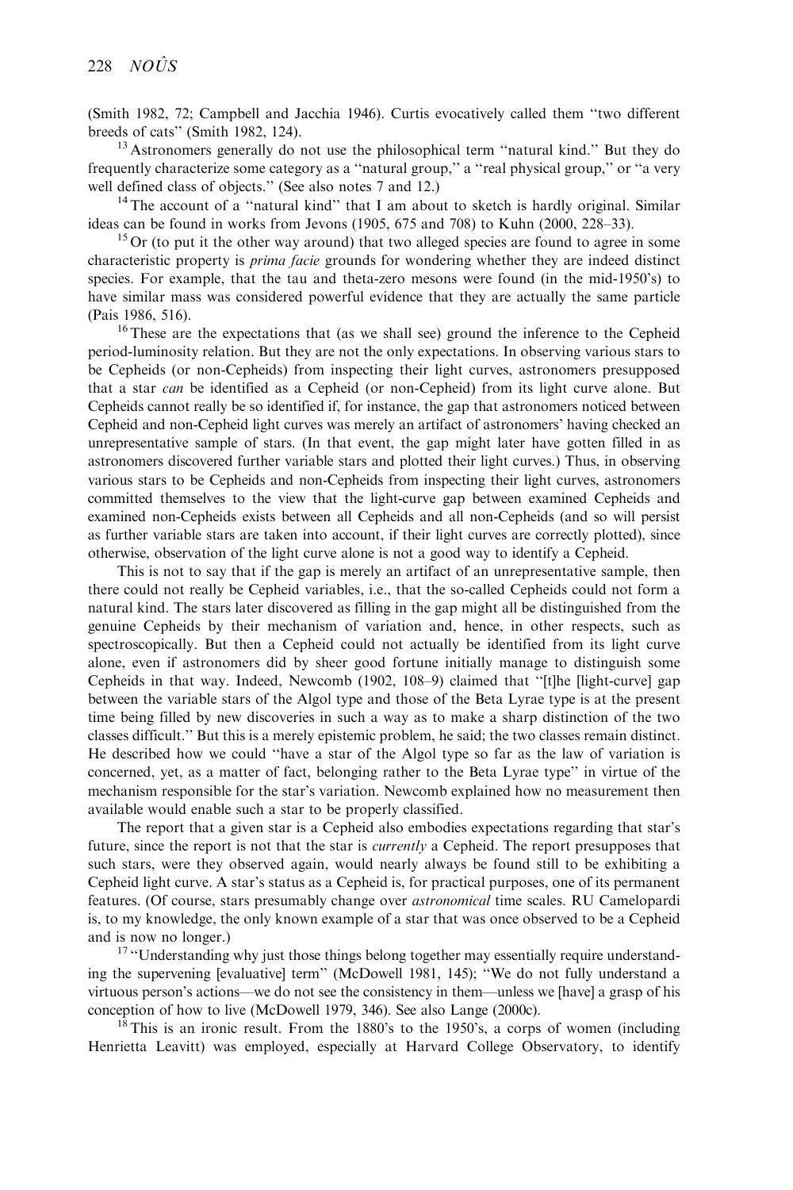(Smith 1982, 72; Campbell and Jacchia 1946). Curtis evocatively called them "two different breeds of cats" (Smith 1982, 124).

[13] Astronomers generally do not use the philosophical term "natural kind." But they do frequently characterize some category as a "natural group," a "real physical group," or "a very well defined class of objects." (See also notes 7 and 12.)

[14] The account of a "natural kind" that I am about to sketch is hardly original. Similar ideas can be found in works from Jevons (1905, 675 and 708) to Kuhn (2000, 228–33).

[15] Or (to put it the other way around) that two alleged species are found to agree in some characteristic property is *prima facie* grounds for wondering whether they are indeed distinct species. For example, that the tau and theta-zero mesons were found (in the mid-1950's) to have similar mass was considered powerful evidence that they are actually the same particle (Pais 1986, 516).

[16] These are the expectations that (as we shall see) ground the inference to the Cepheid period-luminosity relation. But they are not the only expectations. In observing various stars to be Cepheids (or non-Cepheids) from inspecting their light curves, astronomers presupposed that a star *can* be identified as a Cepheid (or non-Cepheid) from its light curve alone. But Cepheids cannot really be so identified if, for instance, the gap that astronomers noticed between Cepheid and non-Cepheid light curves was merely an artifact of astronomers' having checked an unrepresentative sample of stars. (In that event, the gap might later have gotten filled in as astronomers discovered further variable stars and plotted their light curves.) Thus, in observing various stars to be Cepheids and non-Cepheids from inspecting their light curves, astronomers committed themselves to the view that the light-curve gap between examined Cepheids and examined non-Cepheids exists between all Cepheids and all non-Cepheids (and so will persist as further variable stars are taken into account, if their light curves are correctly plotted), since otherwise, observation of the light curve alone is not a good way to identify a Cepheid.

This is not to say that if the gap is merely an artifact of an unrepresentative sample, then there could not really be Cepheid variables, i.e., that the so-called Cepheids could not form a natural kind. The stars later discovered as filling in the gap might all be distinguished from the genuine Cepheids by their mechanism of variation and, hence, in other respects, such as spectroscopically. But then a Cepheid could not actually be identified from its light curve alone, even if astronomers did by sheer good fortune initially manage to distinguish some Cepheids in that way. Indeed, Newcomb (1902, 108–9) claimed that "[t]he [light-curve] gap between the variable stars of the Algol type and those of the Beta Lyrae type is at the present time being filled by new discoveries in such a way as to make a sharp distinction of the two classes difficult." But this is a merely epistemic problem, he said; the two classes remain distinct. He described how we could "have a star of the Algol type so far as the law of variation is concerned, yet, as a matter of fact, belonging rather to the Beta Lyrae type" in virtue of the mechanism responsible for the star's variation. Newcomb explained how no measurement then available would enable such a star to be properly classified.

The report that a given star is a Cepheid also embodies expectations regarding that star's future, since the report is not that the star is *currently* a Cepheid. The report presupposes that such stars, were they observed again, would nearly always be found still to be exhibiting a Cepheid light curve. A star's status as a Cepheid is, for practical purposes, one of its permanent features. (Of course, stars presumably change over *astronomical* time scales. RU Camelopardi is, to my knowledge, the only known example of a star that was once observed to be a Cepheid and is now no longer.)

[17] "Understanding why just those things belong together may essentially require understanding the supervening [evaluative] term" (McDowell 1981, 145); "We do not fully understand a virtuous person's actions—we do not see the consistency in them—unless we [have] a grasp of his conception of how to live (McDowell 1979, 346). See also Lange (2000c).

[18] This is an ironic result. From the 1880's to the 1950's, a corps of women (including Henrietta Leavitt) was employed, especially at Harvard College Observatory, to identify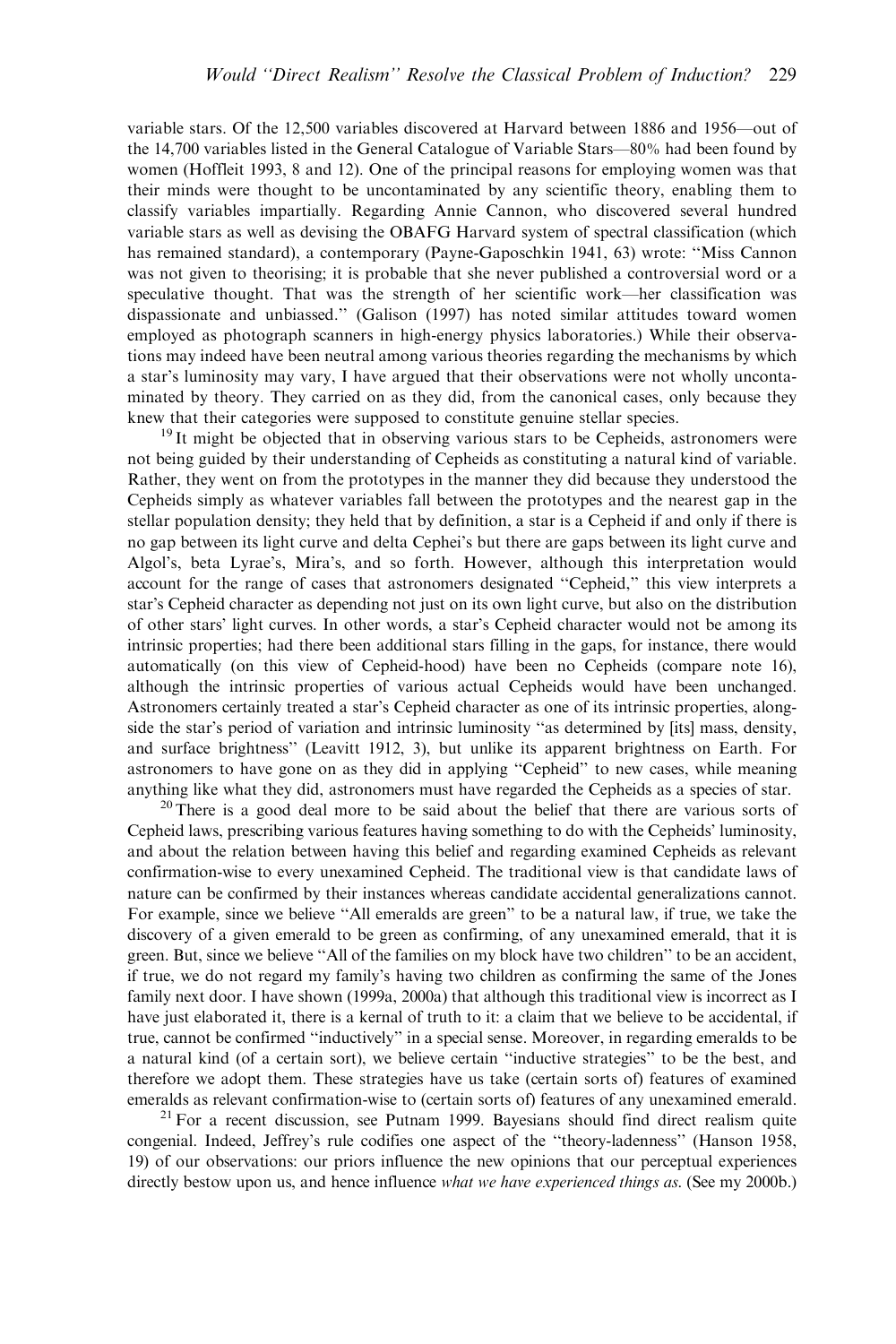variable stars. Of the 12,500 variables discovered at Harvard between 1886 and 1956—out of the 14,700 variables listed in the General Catalogue of Variable Stars—80% had been found by women (Hoffleit 1993, 8 and 12). One of the principal reasons for employing women was that their minds were thought to be uncontaminated by any scientific theory, enabling them to classify variables impartially. Regarding Annie Cannon, who discovered several hundred variable stars as well as devising the OBAFG Harvard system of spectral classification (which has remained standard), a contemporary (Payne-Gaposchkin 1941, 63) wrote: "Miss Cannon was not given to theorising; it is probable that she never published a controversial word or a speculative thought. That was the strength of her scientific work—her classification was dispassionate and unbiassed." (Galison (1997) has noted similar attitudes toward women employed as photograph scanners in high-energy physics laboratories.) While their observations may indeed have been neutral among various theories regarding the mechanisms by which a star's luminosity may vary, I have argued that their observations were not wholly uncontaminated by theory. They carried on as they did, from the canonical cases, only because they knew that their categories were supposed to constitute genuine stellar species.

[19] It might be objected that in observing various stars to be Cepheids, astronomers were not being guided by their understanding of Cepheids as constituting a natural kind of variable. Rather, they went on from the prototypes in the manner they did because they understood the Cepheids simply as whatever variables fall between the prototypes and the nearest gap in the stellar population density; they held that by definition, a star is a Cepheid if and only if there is no gap between its light curve and delta Cephei's but there are gaps between its light curve and Algol's, beta Lyrae's, Mira's, and so forth. However, although this interpretation would account for the range of cases that astronomers designated "Cepheid," this view interprets a star's Cepheid character as depending not just on its own light curve, but also on the distribution of other stars' light curves. In other words, a star's Cepheid character would not be among its intrinsic properties; had there been additional stars filling in the gaps, for instance, there would automatically (on this view of Cepheid-hood) have been no Cepheids (compare note 16), although the intrinsic properties of various actual Cepheids would have been unchanged. Astronomers certainly treated a star's Cepheid character as one of its intrinsic properties, alongside the star's period of variation and intrinsic luminosity "as determined by [its] mass, density, and surface brightness" (Leavitt 1912, 3), but unlike its apparent brightness on Earth. For astronomers to have gone on as they did in applying "Cepheid" to new cases, while meaning anything like what they did, astronomers must have regarded the Cepheids as a species of star.

[20] There is a good deal more to be said about the belief that there are various sorts of Cepheid laws, prescribing various features having something to do with the Cepheids' luminosity, and about the relation between having this belief and regarding examined Cepheids as relevant confirmation-wise to every unexamined Cepheid. The traditional view is that candidate laws of nature can be confirmed by their instances whereas candidate accidental generalizations cannot. For example, since we believe "All emeralds are green" to be a natural law, if true, we take the discovery of a given emerald to be green as confirming, of any unexamined emerald, that it is green. But, since we believe "All of the families on my block have two children" to be an accident, if true, we do not regard my family's having two children as confirming the same of the Jones family next door. I have shown (1999a, 2000a) that although this traditional view is incorrect as I have just elaborated it, there is a kernal of truth to it: a claim that we believe to be accidental, if true, cannot be confirmed "inductively" in a special sense. Moreover, in regarding emeralds to be a natural kind (of a certain sort), we believe certain "inductive strategies" to be the best, and therefore we adopt them. These strategies have us take (certain sorts of) features of examined emeralds as relevant confirmation-wise to (certain sorts of) features of any unexamined emerald.

[21] For a recent discussion, see Putnam 1999. Bayesians should find direct realism quite congenial. Indeed, Jeffrey's rule codifies one aspect of the "theory-ladenness" (Hanson 1958, 19) of our observations: our priors influence the new opinions that our perceptual experiences directly bestow upon us, and hence influence *what we have experienced things as*. (See my 2000b.)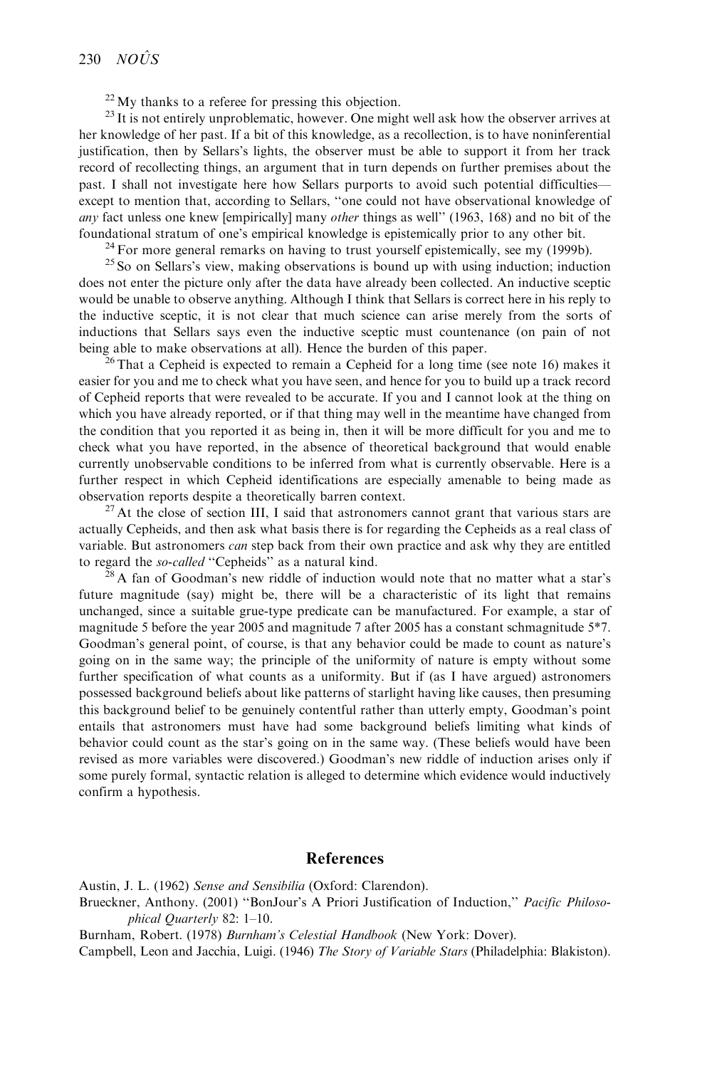[22] My thanks to a referee for pressing this objection.

[23] It is not entirely unproblematic, however. One might well ask how the observer arrives at her knowledge of her past. If a bit of this knowledge, as a recollection, is to have noninferential justification, then by Sellars's lights, the observer must be able to support it from her track record of recollecting things, an argument that in turn depends on further premises about the past. I shall not investigate here how Sellars purports to avoid such potential difficulties—except to mention that, according to Sellars, "one could not have observational knowledge of *any* fact unless one knew [empirically] many *other* things as well" (1963, 168) and no bit of the foundational stratum of one's empirical knowledge is epistemically prior to any other bit.

[24] For more general remarks on having to trust yourself epistemically, see my (1999b).

[25] So on Sellars's view, making observations is bound up with using induction; induction does not enter the picture only after the data have already been collected. An inductive sceptic would be unable to observe anything. Although I think that Sellars is correct here in his reply to the inductive sceptic, it is not clear that much science can arise merely from the sorts of inductions that Sellars says even the inductive sceptic must countenance (on pain of not being able to make observations at all). Hence the burden of this paper.

[26] That a Cepheid is expected to remain a Cepheid for a long time (see note 16) makes it easier for you and me to check what you have seen, and hence for you to build up a track record of Cepheid reports that were revealed to be accurate. If you and I cannot look at the thing on which you have already reported, or if that thing may well in the meantime have changed from the condition that you reported it as being in, then it will be more difficult for you and me to check what you have reported, in the absence of theoretical background that would enable currently unobservable conditions to be inferred from what is currently observable. Here is a further respect in which Cepheid identifications are especially amenable to being made as observation reports despite a theoretically barren context.

[27] At the close of section III, I said that astronomers cannot grant that various stars are actually Cepheids, and then ask what basis there is for regarding the Cepheids as a real class of variable. But astronomers *can* step back from their own practice and ask why they are entitled to regard the *so-called* "Cepheids" as a natural kind.

[28] A fan of Goodman's new riddle of induction would note that no matter what a star's future magnitude (say) might be, there will be a characteristic of its light that remains unchanged, since a suitable grue-type predicate can be manufactured. For example, a star of magnitude 5 before the year 2005 and magnitude 7 after 2005 has a constant schmagnitude 5*7. Goodman's general point, of course, is that any behavior could be made to count as nature's going on in the same way; the principle of the uniformity of nature is empty without some further specification of what counts as a uniformity. But if (as I have argued) astronomers possessed background beliefs about like patterns of starlight having like causes, then presuming this background belief to be genuinely contentful rather than utterly empty, Goodman's point entails that astronomers must have had some background beliefs limiting what kinds of behavior could count as the star's going on in the same way. (These beliefs would have been revised as more variables were discovered.) Goodman's new riddle of induction arises only if some purely formal, syntactic relation is alleged to determine which evidence would inductively confirm a hypothesis.

## References

Austin, J. L. (1962) *Sense and Sensibilia* (Oxford: Clarendon).

Brueckner, Anthony. (2001) "BonJour's A Priori Justification of Induction," *Pacific Philosophical Quarterly* 82: 1–10.

Burnham, Robert. (1978) *Burnham's Celestial Handbook* (New York: Dover).

Campbell, Leon and Jacchia, Luigi. (1946) *The Story of Variable Stars* (Philadelphia: Blakiston).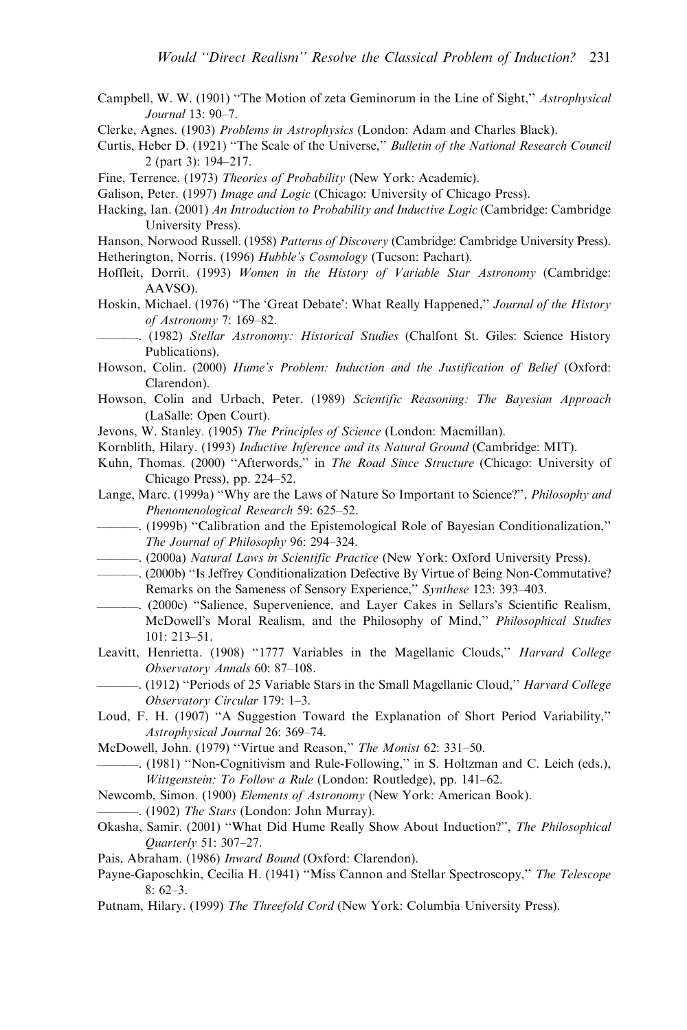Campbell, W. W. (1901) "The Motion of zeta Geminorum in the Line of Sight," *Astrophysical Journal* 13: 90–7.

Clerke, Agnes. (1903) *Problems in Astrophysics* (London: Adam and Charles Black).

Curtis, Heber D. (1921) "The Scale of the Universe," *Bulletin of the National Research Council* 2 (part 3): 194–217.

Fine, Terrence. (1973) *Theories of Probability* (New York: Academic).

Galison, Peter. (1997) *Image and Logic* (Chicago: University of Chicago Press).

Hacking, Ian. (2001) *An Introduction to Probability and Inductive Logic* (Cambridge: Cambridge University Press).

Hanson, Norwood Russell. (1958) *Patterns of Discovery* (Cambridge: Cambridge University Press).

Hetherington, Norris. (1996) *Hubble's Cosmology* (Tucson: Pachart).

Hoffleit, Dorrit. (1993) *Women in the History of Variable Star Astronomy* (Cambridge: AAVSO).

Hoskin, Michael. (1976) "The 'Great Debate': What Really Happened," *Journal of the History of Astronomy* 7: 169–82.

———. (1982) *Stellar Astronomy: Historical Studies* (Chalfont St. Giles: Science History Publications).

Howson, Colin. (2000) *Hume's Problem: Induction and the Justification of Belief* (Oxford: Clarendon).

Howson, Colin and Urbach, Peter. (1989) *Scientific Reasoning: The Bayesian Approach* (LaSalle: Open Court).

Jevons, W. Stanley. (1905) *The Principles of Science* (London: Macmillan).

Kornblith, Hilary. (1993) *Inductive Inference and its Natural Ground* (Cambridge: MIT).

Kuhn, Thomas. (2000) "Afterwords," in *The Road Since Structure* (Chicago: University of Chicago Press), pp. 224–52.

Lange, Marc. (1999a) "Why are the Laws of Nature So Important to Science?", *Philosophy and Phenomenological Research* 59: 625–52.

———. (1999b) "Calibration and the Epistemological Role of Bayesian Conditionalization," *The Journal of Philosophy* 96: 294–324.

———. (2000a) *Natural Laws in Scientific Practice* (New York: Oxford University Press).

———. (2000b) "Is Jeffrey Conditionalization Defective By Virtue of Being Non-Commutative? Remarks on the Sameness of Sensory Experience," *Synthese* 123: 393–403.

———. (2000c) "Salience, Supervenience, and Layer Cakes in Sellars's Scientific Realism, McDowell's Moral Realism, and the Philosophy of Mind," *Philosophical Studies* 101: 213–51.

Leavitt, Henrietta. (1908) "1777 Variables in the Magellanic Clouds," *Harvard College Observatory Annals* 60: 87–108.

———. (1912) "Periods of 25 Variable Stars in the Small Magellanic Cloud," *Harvard College Observatory Circular* 179: 1–3.

Loud, F. H. (1907) "A Suggestion Toward the Explanation of Short Period Variability," *Astrophysical Journal* 26: 369–74.

McDowell, John. (1979) "Virtue and Reason," *The Monist* 62: 331–50.

———. (1981) "Non-Cognitivism and Rule-Following," in S. Holtzman and C. Leich (eds.), *Wittgenstein: To Follow a Rule* (London: Routledge), pp. 141–62.

Newcomb, Simon. (1900) *Elements of Astronomy* (New York: American Book).

———. (1902) *The Stars* (London: John Murray).

Okasha, Samir. (2001) "What Did Hume Really Show About Induction?", *The Philosophical Quarterly* 51: 307–27.

Pais, Abraham. (1986) *Inward Bound* (Oxford: Clarendon).

Payne-Gaposchkin, Cecilia H. (1941) "Miss Cannon and Stellar Spectroscopy," *The Telescope* 8: 62–3.

Putnam, Hilary. (1999) *The Threefold Cord* (New York: Columbia University Press).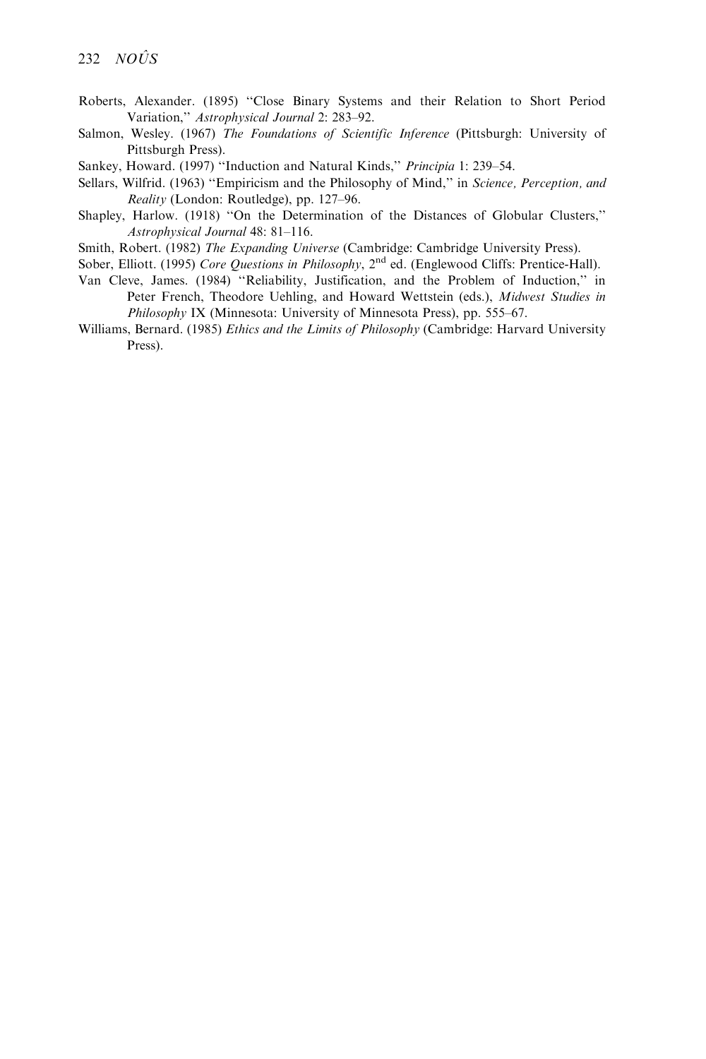Roberts, Alexander. (1895) "Close Binary Systems and their Relation to Short Period Variation," *Astrophysical Journal* 2: 283–92.

Salmon, Wesley. (1967) *The Foundations of Scientific Inference* (Pittsburgh: University of Pittsburgh Press).

Sankey, Howard. (1997) "Induction and Natural Kinds," *Principia* 1: 239–54.

Sellars, Wilfrid. (1963) "Empiricism and the Philosophy of Mind," in *Science, Perception, and Reality* (London: Routledge), pp. 127–96.

Shapley, Harlow. (1918) "On the Determination of the Distances of Globular Clusters," *Astrophysical Journal* 48: 81–116.

Smith, Robert. (1982) *The Expanding Universe* (Cambridge: Cambridge University Press).

Sober, Elliott. (1995) *Core Questions in Philosophy*, 2nd ed. (Englewood Cliffs: Prentice-Hall).

Van Cleve, James. (1984) "Reliability, Justification, and the Problem of Induction," in Peter French, Theodore Uehling, and Howard Wettstein (eds.), *Midwest Studies in Philosophy* IX (Minnesota: University of Minnesota Press), pp. 555–67.

Williams, Bernard. (1985) *Ethics and the Limits of Philosophy* (Cambridge: Harvard University Press).